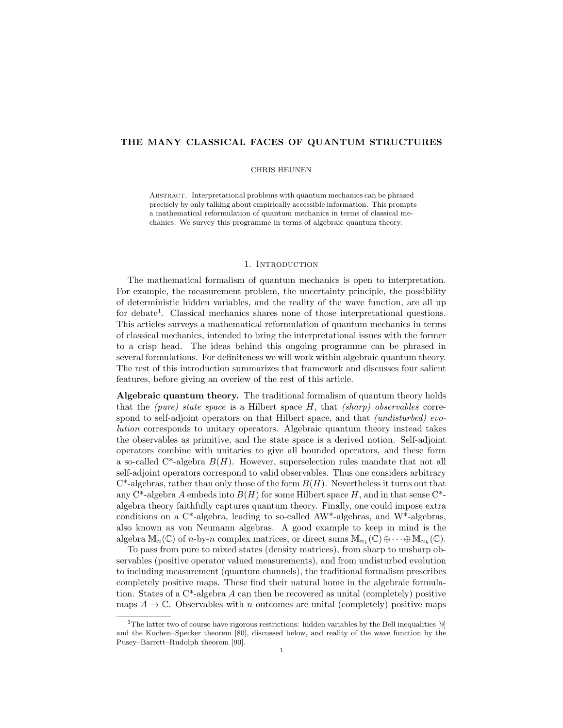# THE MANY CLASSICAL FACES OF QUANTUM STRUCTURES

CHRIS HEUNEN

Abstract. Interpretational problems with quantum mechanics can be phrased precisely by only talking about empirically accessible information. This prompts a mathematical reformulation of quantum mechanics in terms of classical mechanics. We survey this programme in terms of algebraic quantum theory.

## 1. Introduction

The mathematical formalism of quantum mechanics is open to interpretation. For example, the measurement problem, the uncertainty principle, the possibility of deterministic hidden variables, and the reality of the wave function, are all up for debate[1]. Classical mechanics shares none of those interpretational questions. This articles surveys a mathematical reformulation of quantum mechanics in terms of classical mechanics, intended to bring the interpretational issues with the former to a crisp head. The ideas behind this ongoing programme can be phrased in several formulations. For definiteness we will work within algebraic quantum theory. The rest of this introduction summarizes that framework and discusses four salient features, before giving an overview of the rest of this article.

**Algebraic quantum theory.** The traditional formalism of quantum theory holds that the *(pure) state space* is a Hilbert space $H$, that *(sharp) observables* correspond to self-adjoint operators on that Hilbert space, and that *(undisturbed) evolution* corresponds to unitary operators. Algebraic quantum theory instead takes the observables as primitive, and the state space is a derived notion. Self-adjoint operators combine with unitaries to give all bounded operators, and these form a so-called C\*-algebra $B(H)$. However, superselection rules mandate that not all self-adjoint operators correspond to valid observables. Thus one considers arbitrary C\*-algebras, rather than only those of the form $B(H)$. Nevertheless it turns out that any C\*-algebra $A$ embeds into $B(H)$ for some Hilbert space $H$, and in that sense C\*-algebra theory faithfully captures quantum theory. Finally, one could impose extra conditions on a C\*-algebra, leading to so-called AW\*-algebras, and W\*-algebras, also known as von Neumann algebras. A good example to keep in mind is the algebra $\mathbb{M}_n(\mathbb{C})$ of $n$-by-$n$ complex matrices, or direct sums $\mathbb{M}_{n_1}(\mathbb{C}) \oplus \cdots \oplus \mathbb{M}_{n_k}(\mathbb{C})$.

To pass from pure to mixed states (density matrices), from sharp to unsharp observables (positive operator valued measurements), and from undisturbed evolution to including measurement (quantum channels), the traditional formalism prescribes completely positive maps. These find their natural home in the algebraic formulation. States of a C\*-algebra $A$ can then be recovered as unital (completely) positive maps $A \to \mathbb{C}$. Observables with $n$ outcomes are unital (completely) positive maps

[1]The latter two of course have rigorous restrictions: hidden variables by the Bell inequalities [9] and the Kochen–Specker theorem [80], discussed below, and reality of the wave function by the Pusey–Barrett–Rudolph theorem [90].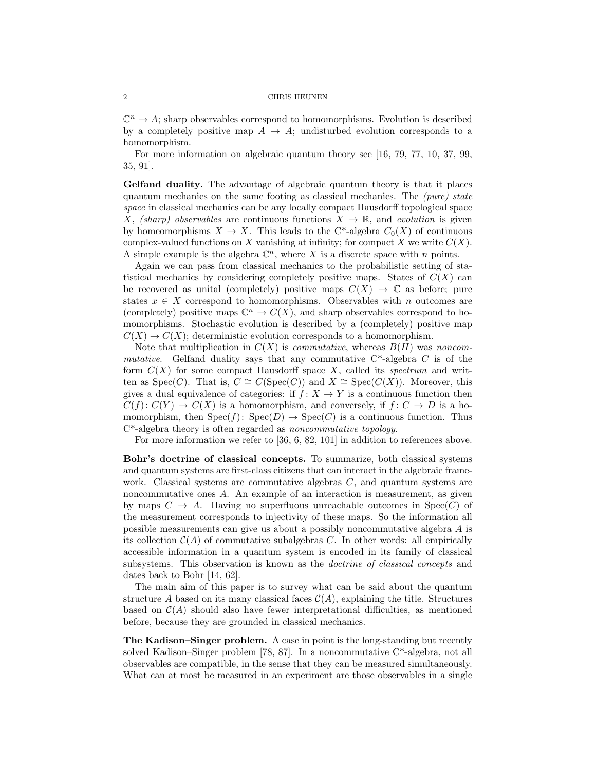$\mathbb{C}^n \to A$; sharp observables correspond to homomorphisms. Evolution is described by a completely positive map $A \to A$; undisturbed evolution corresponds to a homomorphism.

For more information on algebraic quantum theory see [16, 79, 77, 10, 37, 99, 35, 91].

**Gelfand duality.** The advantage of algebraic quantum theory is that it places quantum mechanics on the same footing as classical mechanics. The *(pure) state space* in classical mechanics can be any locally compact Hausdorff topological space $X$, *(sharp) observables* are continuous functions $X \to \mathbb{R}$, and *evolution* is given by homeomorphisms $X \to X$. This leads to the C*-algebra $C_0(X)$ of continuous complex-valued functions on $X$ vanishing at infinity; for compact $X$ we write $C(X)$. A simple example is the algebra $\mathbb{C}^n$, where $X$ is a discrete space with $n$ points.

Again we can pass from classical mechanics to the probabilistic setting of statistical mechanics by considering completely positive maps. States of $C(X)$ can be recovered as unital (completely) positive maps $C(X) \to \mathbb{C}$ as before; pure states $x \in X$ correspond to homomorphisms. Observables with $n$ outcomes are (completely) positive maps $\mathbb{C}^n \to C(X)$, and sharp observables correspond to homomorphisms. Stochastic evolution is described by a (completely) positive map $C(X) \to C(X)$; deterministic evolution corresponds to a homomorphism.

Note that multiplication in $C(X)$ is *commutative*, whereas $B(H)$ was *noncommutative*. Gelfand duality says that any commutative C*-algebra $C$ is of the form $C(X)$ for some compact Hausdorff space $X$, called its *spectrum* and written as $\mathrm{Spec}(C)$. That is, $C \cong C(\mathrm{Spec}(C))$ and $X \cong \mathrm{Spec}(C(X))$. Moreover, this gives a dual equivalence of categories: if $f \colon X \to Y$ is a continuous function then $C(f) \colon C(Y) \to C(X)$ is a homomorphism, and conversely, if $f \colon C \to D$ is a homomorphism, then $\mathrm{Spec}(f) \colon \mathrm{Spec}(D) \to \mathrm{Spec}(C)$ is a continuous function. Thus C*-algebra theory is often regarded as *noncommutative topology*.

For more information we refer to [36, 6, 82, 101] in addition to references above.

**Bohr's doctrine of classical concepts.** To summarize, both classical systems and quantum systems are first-class citizens that can interact in the algebraic framework. Classical systems are commutative algebras $C$, and quantum systems are noncommutative ones $A$. An example of an interaction is measurement, as given by maps $C \to A$. Having no superfluous unreachable outcomes in $\mathrm{Spec}(C)$ of the measurement corresponds to injectivity of these maps. So the information all possible measurements can give us about a possibly noncommutative algebra $A$ is its collection $\mathcal{C}(A)$ of commutative subalgebras $C$. In other words: all empirically accessible information in a quantum system is encoded in its family of classical subsystems. This observation is known as the *doctrine of classical concepts* and dates back to Bohr [14, 62].

The main aim of this paper is to survey what can be said about the quantum structure $A$ based on its many classical faces $\mathcal{C}(A)$, explaining the title. Structures based on $\mathcal{C}(A)$ should also have fewer interpretational difficulties, as mentioned before, because they are grounded in classical mechanics.

**The Kadison–Singer problem.** A case in point is the long-standing but recently solved Kadison–Singer problem [78, 87]. In a noncommutative C*-algebra, not all observables are compatible, in the sense that they can be measured simultaneously. What can at most be measured in an experiment are those observables in a single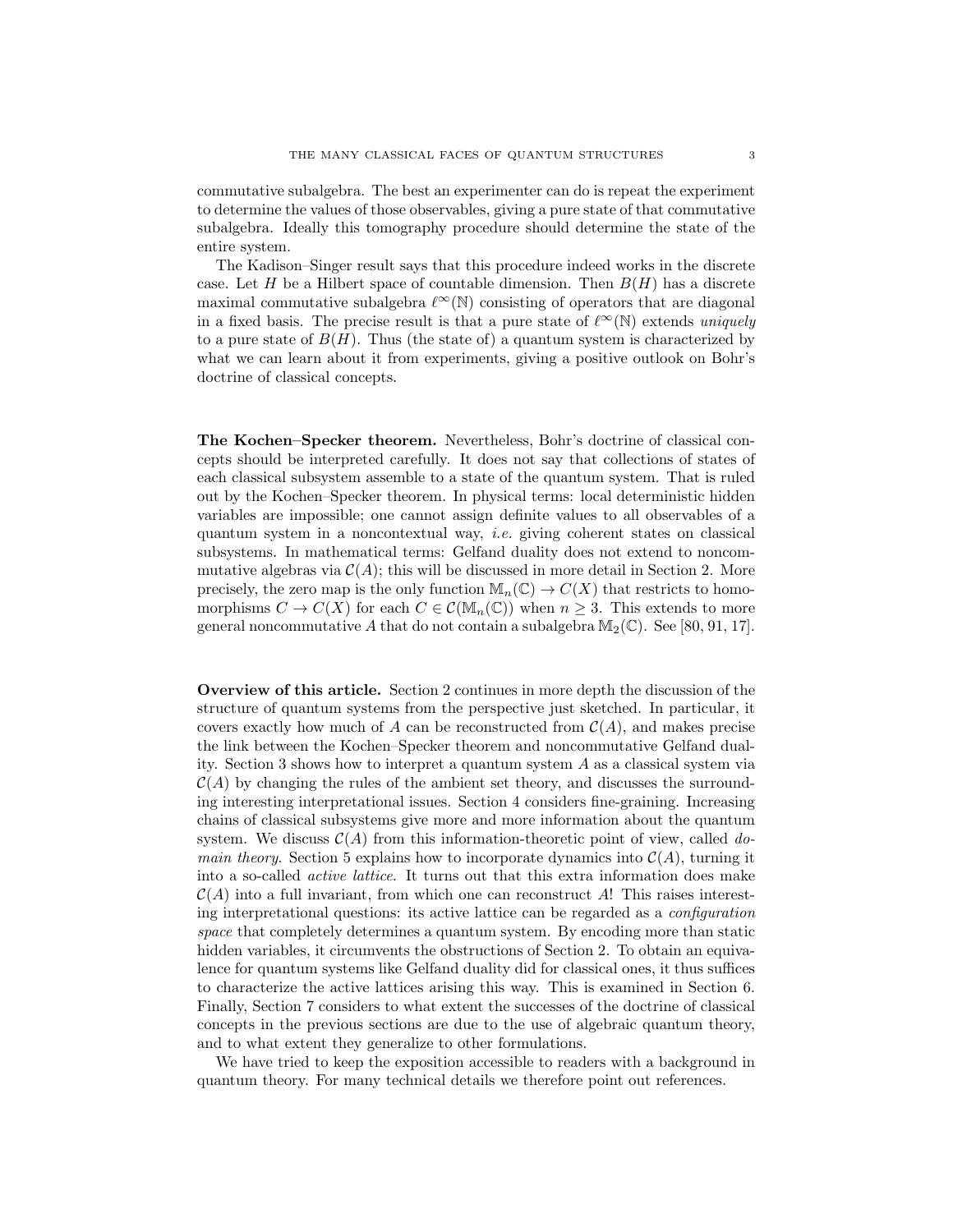commutative subalgebra. The best an experimenter can do is repeat the experiment to determine the values of those observables, giving a pure state of that commutative subalgebra. Ideally this tomography procedure should determine the state of the entire system.

The Kadison–Singer result says that this procedure indeed works in the discrete case. Let $H$ be a Hilbert space of countable dimension. Then $B(H)$ has a discrete maximal commutative subalgebra $\ell^\infty(\mathbb{N})$ consisting of operators that are diagonal in a fixed basis. The precise result is that a pure state of $\ell^\infty(\mathbb{N})$ extends *uniquely* to a pure state of $B(H)$. Thus (the state of) a quantum system is characterized by what we can learn about it from experiments, giving a positive outlook on Bohr's doctrine of classical concepts.

**The Kochen–Specker theorem.** Nevertheless, Bohr's doctrine of classical concepts should be interpreted carefully. It does not say that collections of states of each classical subsystem assemble to a state of the quantum system. That is ruled out by the Kochen–Specker theorem. In physical terms: local deterministic hidden variables are impossible; one cannot assign definite values to all observables of a quantum system in a noncontextual way, *i.e.* giving coherent states on classical subsystems. In mathematical terms: Gelfand duality does not extend to noncommutative algebras via $\mathcal{C}(A)$; this will be discussed in more detail in Section 2. More precisely, the zero map is the only function $\mathbb{M}_n(\mathbb{C}) \to C(X)$ that restricts to homomorphisms $C \to C(X)$ for each $C \in \mathcal{C}(\mathbb{M}_n(\mathbb{C}))$ when $n \geq 3$. This extends to more general noncommutative $A$ that do not contain a subalgebra $\mathbb{M}_2(\mathbb{C})$. See [80, 91, 17].

**Overview of this article.** Section 2 continues in more depth the discussion of the structure of quantum systems from the perspective just sketched. In particular, it covers exactly how much of $A$ can be reconstructed from $\mathcal{C}(A)$, and makes precise the link between the Kochen–Specker theorem and noncommutative Gelfand duality. Section 3 shows how to interpret a quantum system $A$ as a classical system via $\mathcal{C}(A)$ by changing the rules of the ambient set theory, and discusses the surrounding interesting interpretational issues. Section 4 considers fine-graining. Increasing chains of classical subsystems give more and more information about the quantum system. We discuss $\mathcal{C}(A)$ from this information-theoretic point of view, called *domain theory*. Section 5 explains how to incorporate dynamics into $\mathcal{C}(A)$, turning it into a so-called *active lattice*. It turns out that this extra information does make $\mathcal{C}(A)$ into a full invariant, from which one can reconstruct $A$! This raises interesting interpretational questions: its active lattice can be regarded as a *configuration space* that completely determines a quantum system. By encoding more than static hidden variables, it circumvents the obstructions of Section 2. To obtain an equivalence for quantum systems like Gelfand duality did for classical ones, it thus suffices to characterize the active lattices arising this way. This is examined in Section 6. Finally, Section 7 considers to what extent the successes of the doctrine of classical concepts in the previous sections are due to the use of algebraic quantum theory, and to what extent they generalize to other formulations.

We have tried to keep the exposition accessible to readers with a background in quantum theory. For many technical details we therefore point out references.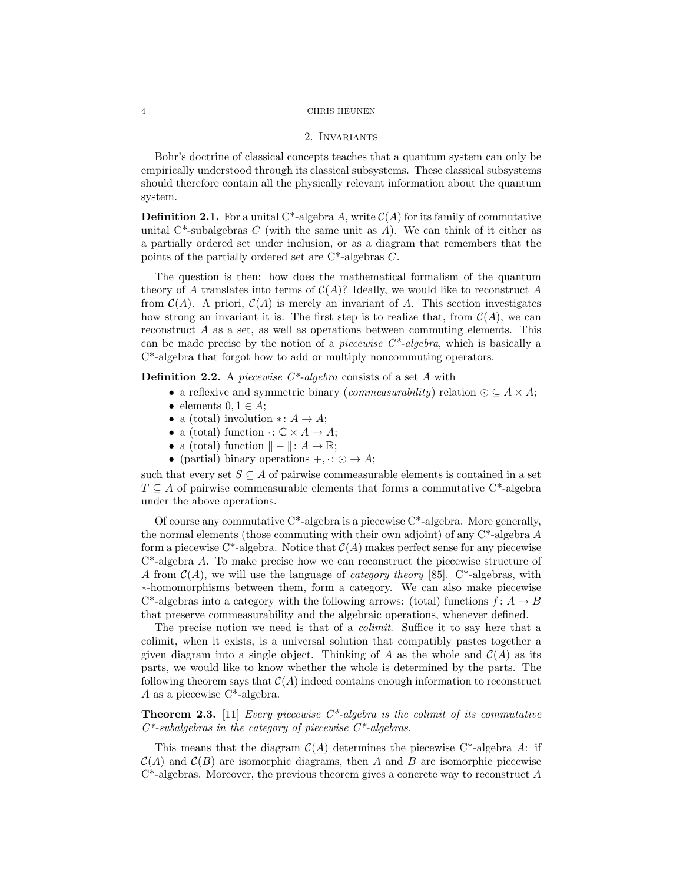## 2. Invariants

Bohr's doctrine of classical concepts teaches that a quantum system can only be empirically understood through its classical subsystems. These classical subsystems should therefore contain all the physically relevant information about the quantum system.

**Definition 2.1.** For a unital C*-algebra $A$, write $\mathcal{C}(A)$ for its family of commutative unital C*-subalgebras $C$ (with the same unit as $A$). We can think of it either as a partially ordered set under inclusion, or as a diagram that remembers that the points of the partially ordered set are C*-algebras $C$.

The question is then: how does the mathematical formalism of the quantum theory of $A$ translates into terms of $\mathcal{C}(A)$? Ideally, we would like to reconstruct $A$ from $\mathcal{C}(A)$. A priori, $\mathcal{C}(A)$ is merely an invariant of $A$. This section investigates how strong an invariant it is. The first step is to realize that, from $\mathcal{C}(A)$, we can reconstruct $A$ as a set, as well as operations between commuting elements. This can be made precise by the notion of a *piecewise C*-algebra*, which is basically a C*-algebra that forgot how to add or multiply noncommuting operators.

**Definition 2.2.** A *piecewise C*-algebra* consists of a set $A$ with

- a reflexive and symmetric binary (*commeasurability*) relation $\odot \subseteq A \times A$;
- elements $0, 1 \in A$;
- a (total) involution $*\colon A \to A$;
- a (total) function $\cdot\colon \mathbb{C} \times A \to A$;
- a (total) function $\|-\|\colon A \to \mathbb{R}$;
- (partial) binary operations $+, \cdot\colon \odot \to A$;

such that every set $S \subseteq A$ of pairwise commeasurable elements is contained in a set $T \subseteq A$ of pairwise commeasurable elements that forms a commutative C*-algebra under the above operations.

Of course any commutative C*-algebra is a piecewise C*-algebra. More generally, the normal elements (those commuting with their own adjoint) of any C*-algebra $A$ form a piecewise C*-algebra. Notice that $\mathcal{C}(A)$ makes perfect sense for any piecewise C*-algebra $A$. To make precise how we can reconstruct the piecewise structure of $A$ from $\mathcal{C}(A)$, we will use the language of *category theory* [85]. C*-algebras, with $*$-homomorphisms between them, form a category. We can also make piecewise C*-algebras into a category with the following arrows: (total) functions $f\colon A \to B$ that preserve commeasurability and the algebraic operations, whenever defined.

The precise notion we need is that of a *colimit*. Suffice it to say here that a colimit, when it exists, is a universal solution that compatibly pastes together a given diagram into a single object. Thinking of $A$ as the whole and $\mathcal{C}(A)$ as its parts, we would like to know whether the whole is determined by the parts. The following theorem says that $\mathcal{C}(A)$ indeed contains enough information to reconstruct $A$ as a piecewise C*-algebra.

**Theorem 2.3.** [11] *Every piecewise C*-algebra is the colimit of its commutative C*-subalgebras in the category of piecewise C*-algebras.*

This means that the diagram $\mathcal{C}(A)$ determines the piecewise C*-algebra $A$: if $\mathcal{C}(A)$ and $\mathcal{C}(B)$ are isomorphic diagrams, then $A$ and $B$ are isomorphic piecewise C*-algebras. Moreover, the previous theorem gives a concrete way to reconstruct $A$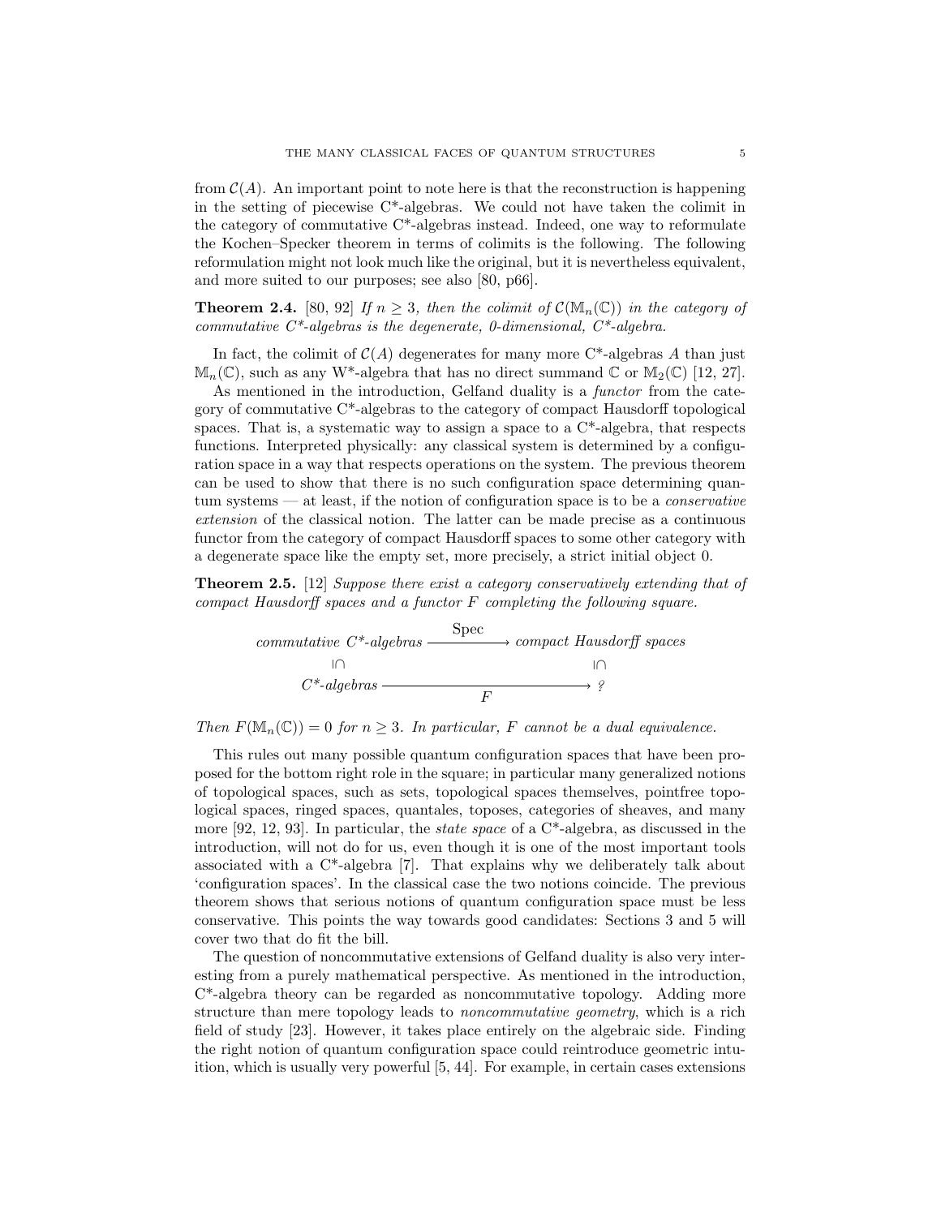from $\mathcal{C}(A)$. An important point to note here is that the reconstruction is happening in the setting of piecewise C*-algebras. We could not have taken the colimit in the category of commutative C*-algebras instead. Indeed, one way to reformulate the Kochen–Specker theorem in terms of colimits is the following. The following reformulation might not look much like the original, but it is nevertheless equivalent, and more suited to our purposes; see also [80, p66].

**Theorem 2.4.** [80, 92] *If $n \geq 3$, then the colimit of $\mathcal{C}(\mathbb{M}_n(\mathbb{C}))$ in the category of commutative C*-algebras is the degenerate, 0-dimensional, C*-algebra.*

In fact, the colimit of $\mathcal{C}(A)$ degenerates for many more C*-algebras $A$ than just $\mathbb{M}_n(\mathbb{C})$, such as any W*-algebra that has no direct summand $\mathbb{C}$ or $\mathbb{M}_2(\mathbb{C})$ [12, 27].

As mentioned in the introduction, Gelfand duality is a *functor* from the category of commutative C*-algebras to the category of compact Hausdorff topological spaces. That is, a systematic way to assign a space to a C*-algebra, that respects functions. Interpreted physically: any classical system is determined by a configuration space in a way that respects operations on the system. The previous theorem can be used to show that there is no such configuration space determining quantum systems — at least, if the notion of configuration space is to be a *conservative extension* of the classical notion. The latter can be made precise as a continuous functor from the category of compact Hausdorff spaces to some other category with a degenerate space like the empty set, more precisely, a strict initial object 0.

**Theorem 2.5.** [12] *Suppose there exist a category conservatively extending that of compact Hausdorff spaces and a functor $F$ completing the following square.*

$$\begin{array}{ccc} \textit{commutative C*-algebras} & \xrightarrow{\text{Spec}} & \textit{compact Hausdorff spaces} \\ \cap\!\!\!| & & \cap\!\!\!| \\ \textit{C*-algebras} & \xrightarrow[F]{} & ? \end{array}$$

*Then $F(\mathbb{M}_n(\mathbb{C})) = 0$ for $n \geq 3$. In particular, $F$ cannot be a dual equivalence.*

This rules out many possible quantum configuration spaces that have been proposed for the bottom right role in the square; in particular many generalized notions of topological spaces, such as sets, topological spaces themselves, pointfree topological spaces, ringed spaces, quantales, toposes, categories of sheaves, and many more [92, 12, 93]. In particular, the *state space* of a C*-algebra, as discussed in the introduction, will not do for us, even though it is one of the most important tools associated with a C*-algebra [7]. That explains why we deliberately talk about 'configuration spaces'. In the classical case the two notions coincide. The previous theorem shows that serious notions of quantum configuration space must be less conservative. This points the way towards good candidates: Sections 3 and 5 will cover two that do fit the bill.

The question of noncommutative extensions of Gelfand duality is also very interesting from a purely mathematical perspective. As mentioned in the introduction, C*-algebra theory can be regarded as noncommutative topology. Adding more structure than mere topology leads to *noncommutative geometry*, which is a rich field of study [23]. However, it takes place entirely on the algebraic side. Finding the right notion of quantum configuration space could reintroduce geometric intuition, which is usually very powerful [5, 44]. For example, in certain cases extensions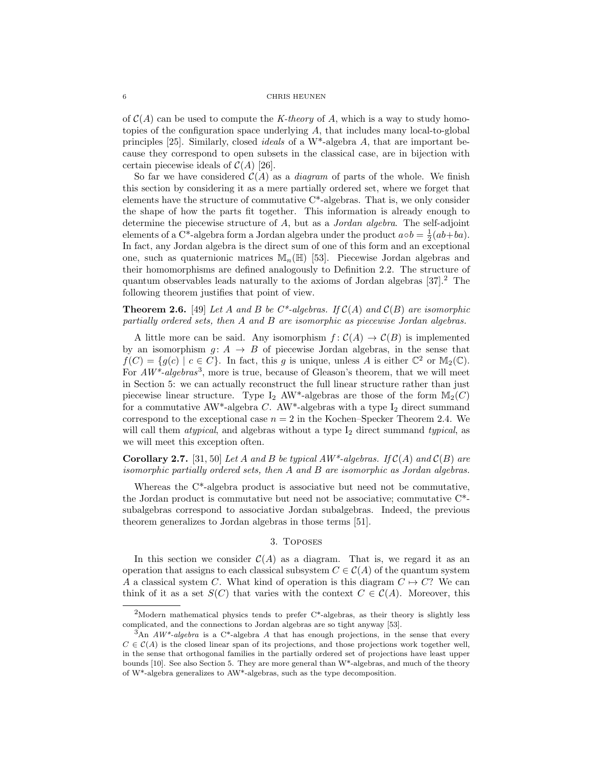of $\mathcal{C}(A)$ can be used to compute the *K-theory* of $A$, which is a way to study homotopies of the configuration space underlying $A$, that includes many local-to-global principles [25]. Similarly, closed *ideals* of a W*-algebra $A$, that are important because they correspond to open subsets in the classical case, are in bijection with certain piecewise ideals of $\mathcal{C}(A)$ [26].

So far we have considered $\mathcal{C}(A)$ as a *diagram* of parts of the whole. We finish this section by considering it as a mere partially ordered set, where we forget that elements have the structure of commutative C*-algebras. That is, we only consider the shape of how the parts fit together. This information is already enough to determine the piecewise structure of $A$, but as a *Jordan algebra*. The self-adjoint elements of a C*-algebra form a Jordan algebra under the product $a \circ b = \frac{1}{2}(ab + ba)$. In fact, any Jordan algebra is the direct sum of one of this form and an exceptional one, such as quaternionic matrices $\mathbb{M}_n(\mathbb{H})$ [53]. Piecewise Jordan algebras and their homomorphisms are defined analogously to Definition 2.2. The structure of quantum observables leads naturally to the axioms of Jordan algebras [37].[2] The following theorem justifies that point of view.

**Theorem 2.6.** [49] *Let $A$ and $B$ be C*-algebras. If $\mathcal{C}(A)$ and $\mathcal{C}(B)$ are isomorphic partially ordered sets, then $A$ and $B$ are isomorphic as piecewise Jordan algebras.*

A little more can be said. Any isomorphism $f \colon \mathcal{C}(A) \to \mathcal{C}(B)$ is implemented by an isomorphism $g \colon A \to B$ of piecewise Jordan algebras, in the sense that $f(C) = \{g(c) \mid c \in C\}$. In fact, this $g$ is unique, unless $A$ is either $\mathbb{C}^2$ or $\mathbb{M}_2(\mathbb{C})$. For *AW*-algebras*[3], more is true, because of Gleason's theorem, that we will meet in Section 5: we can actually reconstruct the full linear structure rather than just piecewise linear structure. Type $\mathrm{I}_2$ AW*-algebras are those of the form $\mathbb{M}_2(C)$ for a commutative AW*-algebra $C$. AW*-algebras with a type $\mathrm{I}_2$ direct summand correspond to the exceptional case $n = 2$ in the Kochen–Specker Theorem 2.4. We will call them *atypical*, and algebras without a type $\mathrm{I}_2$ direct summand *typical*, as we will meet this exception often.

**Corollary 2.7.** [31, 50] *Let $A$ and $B$ be typical AW*-algebras. If $\mathcal{C}(A)$ and $\mathcal{C}(B)$ are isomorphic partially ordered sets, then $A$ and $B$ are isomorphic as Jordan algebras.*

Whereas the C*-algebra product is associative but need not be commutative, the Jordan product is commutative but need not be associative; commutative C*-subalgebras correspond to associative Jordan subalgebras. Indeed, the previous theorem generalizes to Jordan algebras in those terms [51].

## 3. Toposes

In this section we consider $\mathcal{C}(A)$ as a diagram. That is, we regard it as an operation that assigns to each classical subsystem $C \in \mathcal{C}(A)$ of the quantum system $A$ a classical system $C$. What kind of operation is this diagram $C \mapsto C$? We can think of it as a set $S(C)$ that varies with the context $C \in \mathcal{C}(A)$. Moreover, this

---

[2] Modern mathematical physics tends to prefer C*-algebras, as their theory is slightly less complicated, and the connections to Jordan algebras are so tight anyway [53].

[3] An *AW*-algebra* is a C*-algebra $A$ that has enough projections, in the sense that every $C \in \mathcal{C}(A)$ is the closed linear span of its projections, and those projections work together well, in the sense that orthogonal families in the partially ordered set of projections have least upper bounds [10]. See also Section 5. They are more general than W*-algebras, and much of the theory of W*-algebra generalizes to AW*-algebras, such as the type decomposition.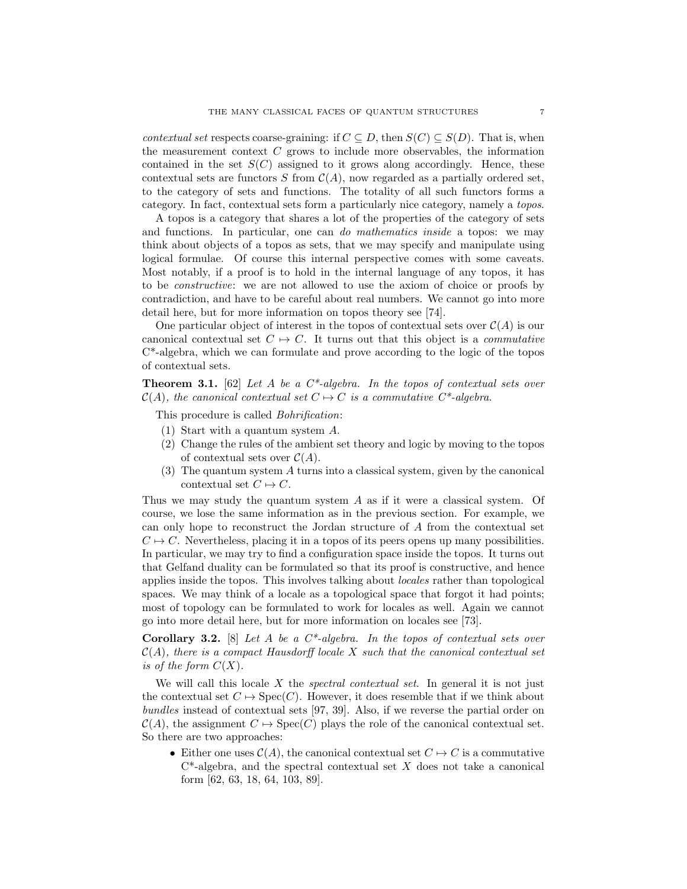*contextual set* respects coarse-graining: if $C \subseteq D$, then $S(C) \subseteq S(D)$. That is, when the measurement context $C$ grows to include more observables, the information contained in the set $S(C)$ assigned to it grows along accordingly. Hence, these contextual sets are functors $S$ from $\mathcal{C}(A)$, now regarded as a partially ordered set, to the category of sets and functions. The totality of all such functors forms a category. In fact, contextual sets form a particularly nice category, namely a *topos*.

A topos is a category that shares a lot of the properties of the category of sets and functions. In particular, one can *do mathematics inside* a topos: we may think about objects of a topos as sets, that we may specify and manipulate using logical formulae. Of course this internal perspective comes with some caveats. Most notably, if a proof is to hold in the internal language of any topos, it has to be *constructive*: we are not allowed to use the axiom of choice or proofs by contradiction, and have to be careful about real numbers. We cannot go into more detail here, but for more information on topos theory see [74].

One particular object of interest in the topos of contextual sets over $\mathcal{C}(A)$ is our canonical contextual set $C \mapsto C$. It turns out that this object is a *commutative* C*-algebra, which we can formulate and prove according to the logic of the topos of contextual sets.

**Theorem 3.1.** [62] *Let $A$ be a C*-algebra. In the topos of contextual sets over $\mathcal{C}(A)$, the canonical contextual set $C \mapsto C$ is a commutative C*-algebra.*

This procedure is called *Bohrification*:

1. Start with a quantum system $A$.
2. Change the rules of the ambient set theory and logic by moving to the topos of contextual sets over $\mathcal{C}(A)$.
3. The quantum system $A$ turns into a classical system, given by the canonical contextual set $C \mapsto C$.

Thus we may study the quantum system $A$ as if it were a classical system. Of course, we lose the same information as in the previous section. For example, we can only hope to reconstruct the Jordan structure of $A$ from the contextual set $C \mapsto C$. Nevertheless, placing it in a topos of its peers opens up many possibilities. In particular, we may try to find a configuration space inside the topos. It turns out that Gelfand duality can be formulated so that its proof is constructive, and hence applies inside the topos. This involves talking about *locales* rather than topological spaces. We may think of a locale as a topological space that forgot it had points; most of topology can be formulated to work for locales as well. Again we cannot go into more detail here, but for more information on locales see [73].

**Corollary 3.2.** [8] *Let $A$ be a C*-algebra. In the topos of contextual sets over $\mathcal{C}(A)$, there is a compact Hausdorff locale $X$ such that the canonical contextual set is of the form $C(X)$.*

We will call this locale $X$ the *spectral contextual set*. In general it is not just the contextual set $C \mapsto \mathrm{Spec}(C)$. However, it does resemble that if we think about *bundles* instead of contextual sets [97, 39]. Also, if we reverse the partial order on $\mathcal{C}(A)$, the assignment $C \mapsto \mathrm{Spec}(C)$ plays the role of the canonical contextual set. So there are two approaches:

- Either one uses $\mathcal{C}(A)$, the canonical contextual set $C \mapsto C$ is a commutative C*-algebra, and the spectral contextual set $X$ does not take a canonical form [62, 63, 18, 64, 103, 89].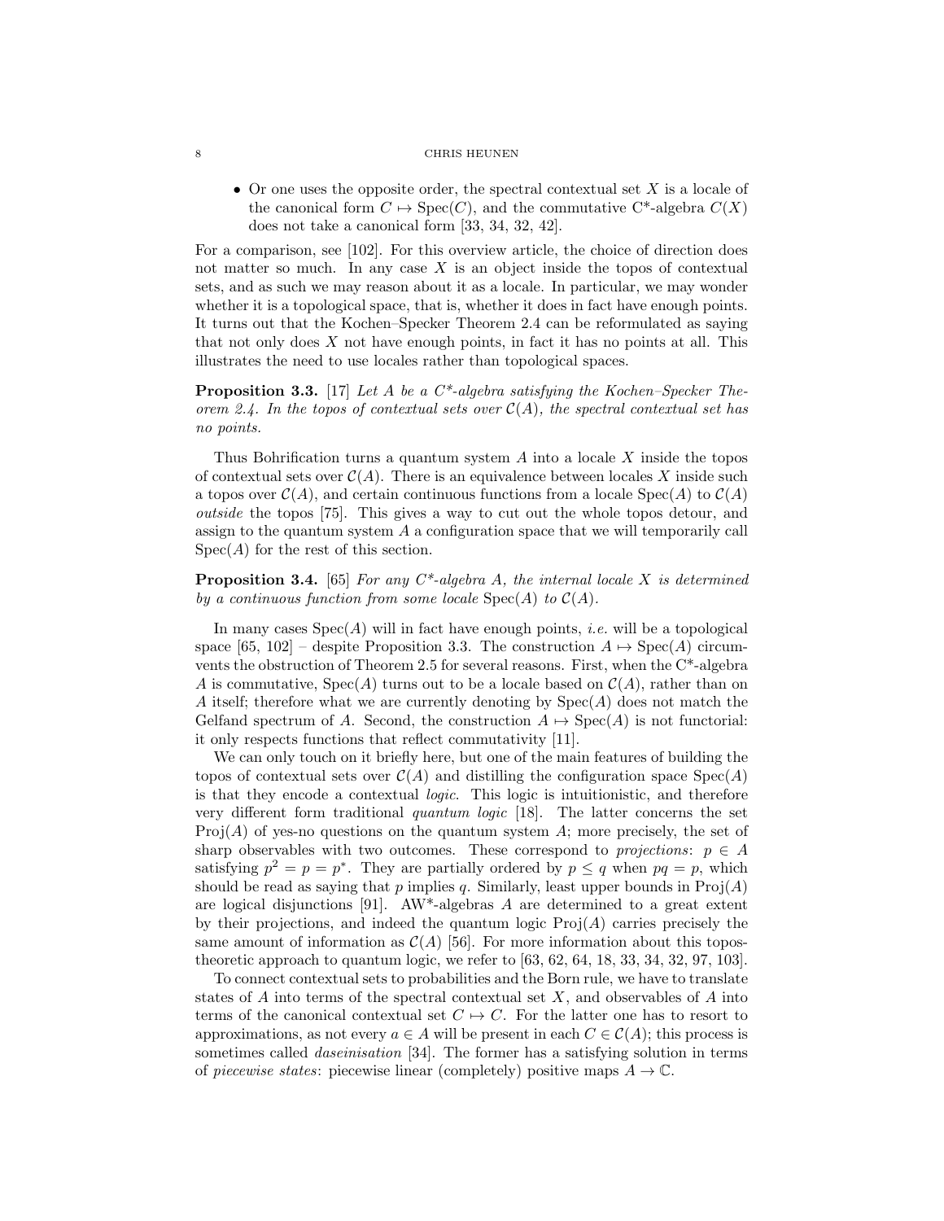- Or one uses the opposite order, the spectral contextual set $X$ is a locale of the canonical form $C \mapsto \mathrm{Spec}(C)$, and the commutative C*-algebra $C(X)$ does not take a canonical form [33, 34, 32, 42].

For a comparison, see [102]. For this overview article, the choice of direction does not matter so much. In any case $X$ is an object inside the topos of contextual sets, and as such we may reason about it as a locale. In particular, we may wonder whether it is a topological space, that is, whether it does in fact have enough points. It turns out that the Kochen–Specker Theorem 2.4 can be reformulated as saying that not only does $X$ not have enough points, in fact it has no points at all. This illustrates the need to use locales rather than topological spaces.

**Proposition 3.3.** [17] *Let $A$ be a C*-algebra satisfying the Kochen–Specker Theorem 2.4. In the topos of contextual sets over $\mathcal{C}(A)$, the spectral contextual set has no points.*

Thus Bohrification turns a quantum system $A$ into a locale $X$ inside the topos of contextual sets over $\mathcal{C}(A)$. There is an equivalence between locales $X$ inside such a topos over $\mathcal{C}(A)$, and certain continuous functions from a locale $\mathrm{Spec}(A)$ to $\mathcal{C}(A)$ *outside* the topos [75]. This gives a way to cut out the whole topos detour, and assign to the quantum system $A$ a configuration space that we will temporarily call $\mathrm{Spec}(A)$ for the rest of this section.

**Proposition 3.4.** [65] *For any C*-algebra $A$, the internal locale $X$ is determined by a continuous function from some locale $\mathrm{Spec}(A)$ to $\mathcal{C}(A)$.*

In many cases $\mathrm{Spec}(A)$ will in fact have enough points, *i.e.* will be a topological space [65, 102] – despite Proposition 3.3. The construction $A \mapsto \mathrm{Spec}(A)$ circumvents the obstruction of Theorem 2.5 for several reasons. First, when the C*-algebra $A$ is commutative, $\mathrm{Spec}(A)$ turns out to be a locale based on $\mathcal{C}(A)$, rather than on $A$ itself; therefore what we are currently denoting by $\mathrm{Spec}(A)$ does not match the Gelfand spectrum of $A$. Second, the construction $A \mapsto \mathrm{Spec}(A)$ is not functorial: it only respects functions that reflect commutativity [11].

We can only touch on it briefly here, but one of the main features of building the topos of contextual sets over $\mathcal{C}(A)$ and distilling the configuration space $\mathrm{Spec}(A)$ is that they encode a contextual *logic*. This logic is intuitionistic, and therefore very different form traditional *quantum logic* [18]. The latter concerns the set $\mathrm{Proj}(A)$ of yes-no questions on the quantum system $A$; more precisely, the set of sharp observables with two outcomes. These correspond to *projections*: $p \in A$ satisfying $p^2 = p = p^*$. They are partially ordered by $p \leq q$ when $pq = p$, which should be read as saying that $p$ implies $q$. Similarly, least upper bounds in $\mathrm{Proj}(A)$ are logical disjunctions [91]. AW*-algebras $A$ are determined to a great extent by their projections, and indeed the quantum logic $\mathrm{Proj}(A)$ carries precisely the same amount of information as $\mathcal{C}(A)$ [56]. For more information about this topos-theoretic approach to quantum logic, we refer to [63, 62, 64, 18, 33, 34, 32, 97, 103].

To connect contextual sets to probabilities and the Born rule, we have to translate states of $A$ into terms of the spectral contextual set $X$, and observables of $A$ into terms of the canonical contextual set $C \mapsto C$. For the latter one has to resort to approximations, as not every $a \in A$ will be present in each $C \in \mathcal{C}(A)$; this process is sometimes called *daseinisation* [34]. The former has a satisfying solution in terms of *piecewise states*: piecewise linear (completely) positive maps $A \to \mathbb{C}$.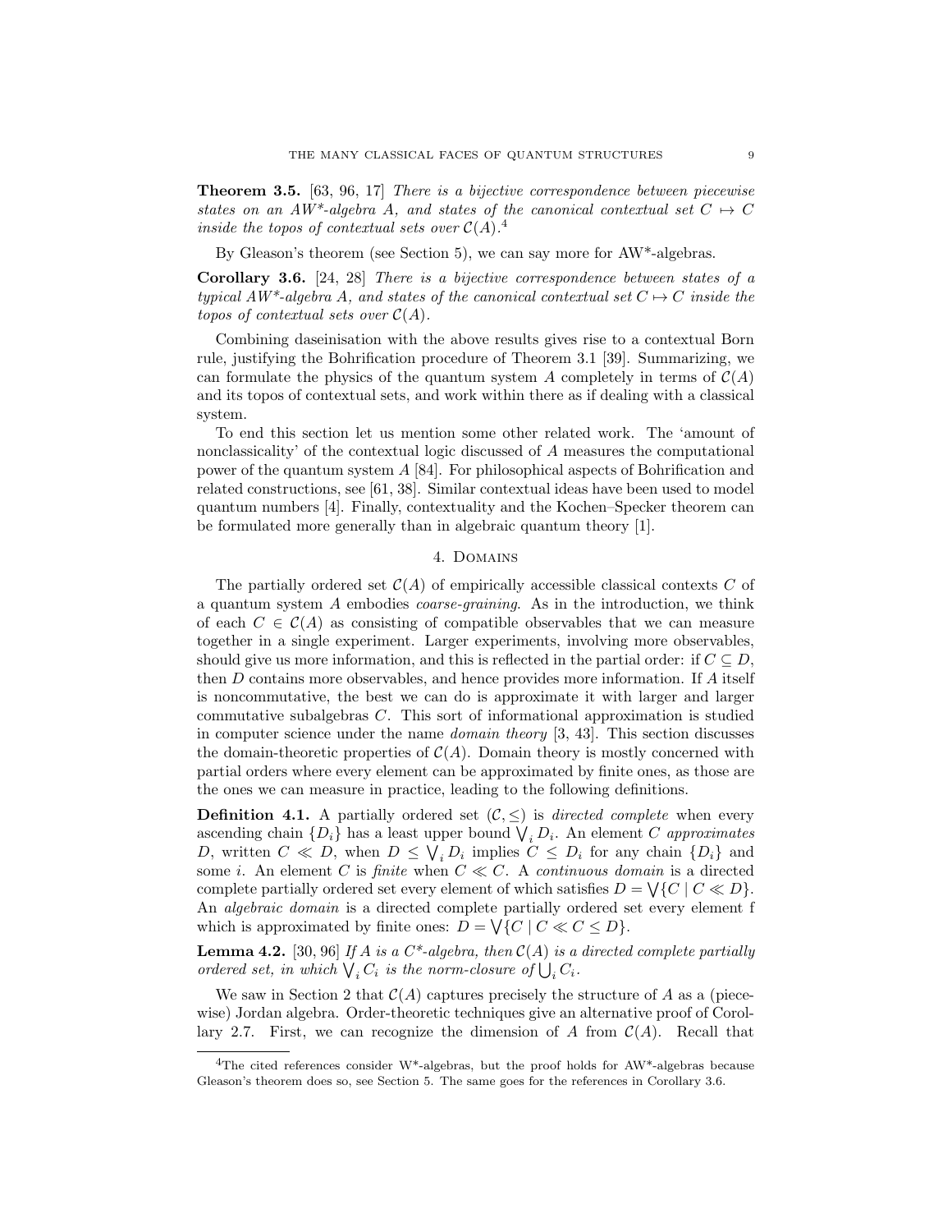**Theorem 3.5.** [63, 96, 17] *There is a bijective correspondence between piecewise states on an AW\*-algebra $A$, and states of the canonical contextual set $C \mapsto C$ inside the topos of contextual sets over $\mathcal{C}(A)$.*[4]

By Gleason's theorem (see Section 5), we can say more for AW\*-algebras.

**Corollary 3.6.** [24, 28] *There is a bijective correspondence between states of a typical AW\*-algebra $A$, and states of the canonical contextual set $C \mapsto C$ inside the topos of contextual sets over $\mathcal{C}(A)$.*

Combining daseinisation with the above results gives rise to a contextual Born rule, justifying the Bohrification procedure of Theorem 3.1 [39]. Summarizing, we can formulate the physics of the quantum system $A$ completely in terms of $\mathcal{C}(A)$ and its topos of contextual sets, and work within there as if dealing with a classical system.

To end this section let us mention some other related work. The 'amount of nonclassicality' of the contextual logic discussed of $A$ measures the computational power of the quantum system $A$ [84]. For philosophical aspects of Bohrification and related constructions, see [61, 38]. Similar contextual ideas have been used to model quantum numbers [4]. Finally, contextuality and the Kochen–Specker theorem can be formulated more generally than in algebraic quantum theory [1].

## 4. Domains

The partially ordered set $\mathcal{C}(A)$ of empirically accessible classical contexts $C$ of a quantum system $A$ embodies *coarse-graining*. As in the introduction, we think of each $C \in \mathcal{C}(A)$ as consisting of compatible observables that we can measure together in a single experiment. Larger experiments, involving more observables, should give us more information, and this is reflected in the partial order: if $C \subseteq D$, then $D$ contains more observables, and hence provides more information. If $A$ itself is noncommutative, the best we can do is approximate it with larger and larger commutative subalgebras $C$. This sort of informational approximation is studied in computer science under the name *domain theory* [3, 43]. This section discusses the domain-theoretic properties of $\mathcal{C}(A)$. Domain theory is mostly concerned with partial orders where every element can be approximated by finite ones, as those are the ones we can measure in practice, leading to the following definitions.

**Definition 4.1.** A partially ordered set $(\mathcal{C}, \leq)$ is *directed complete* when every ascending chain $\{D_i\}$ has a least upper bound $\bigvee_i D_i$. An element $C$ *approximates* $D$, written $C \ll D$, when $D \leq \bigvee_i D_i$ implies $C \leq D_i$ for any chain $\{D_i\}$ and some $i$. An element $C$ is *finite* when $C \ll C$. A *continuous domain* is a directed complete partially ordered set every element of which satisfies $D = \bigvee\{C \mid C \ll D\}$. An *algebraic domain* is a directed complete partially ordered set every element f which is approximated by finite ones: $D = \bigvee\{C \mid C \ll C \leq D\}$.

**Lemma 4.2.** [30, 96] *If $A$ is a C\*-algebra, then $\mathcal{C}(A)$ is a directed complete partially ordered set, in which $\bigvee_i C_i$ is the norm-closure of $\bigcup_i C_i$.*

We saw in Section 2 that $\mathcal{C}(A)$ captures precisely the structure of $A$ as a (piecewise) Jordan algebra. Order-theoretic techniques give an alternative proof of Corollary 2.7. First, we can recognize the dimension of $A$ from $\mathcal{C}(A)$. Recall that

[4] The cited references consider W\*-algebras, but the proof holds for AW\*-algebras because Gleason's theorem does so, see Section 5. The same goes for the references in Corollary 3.6.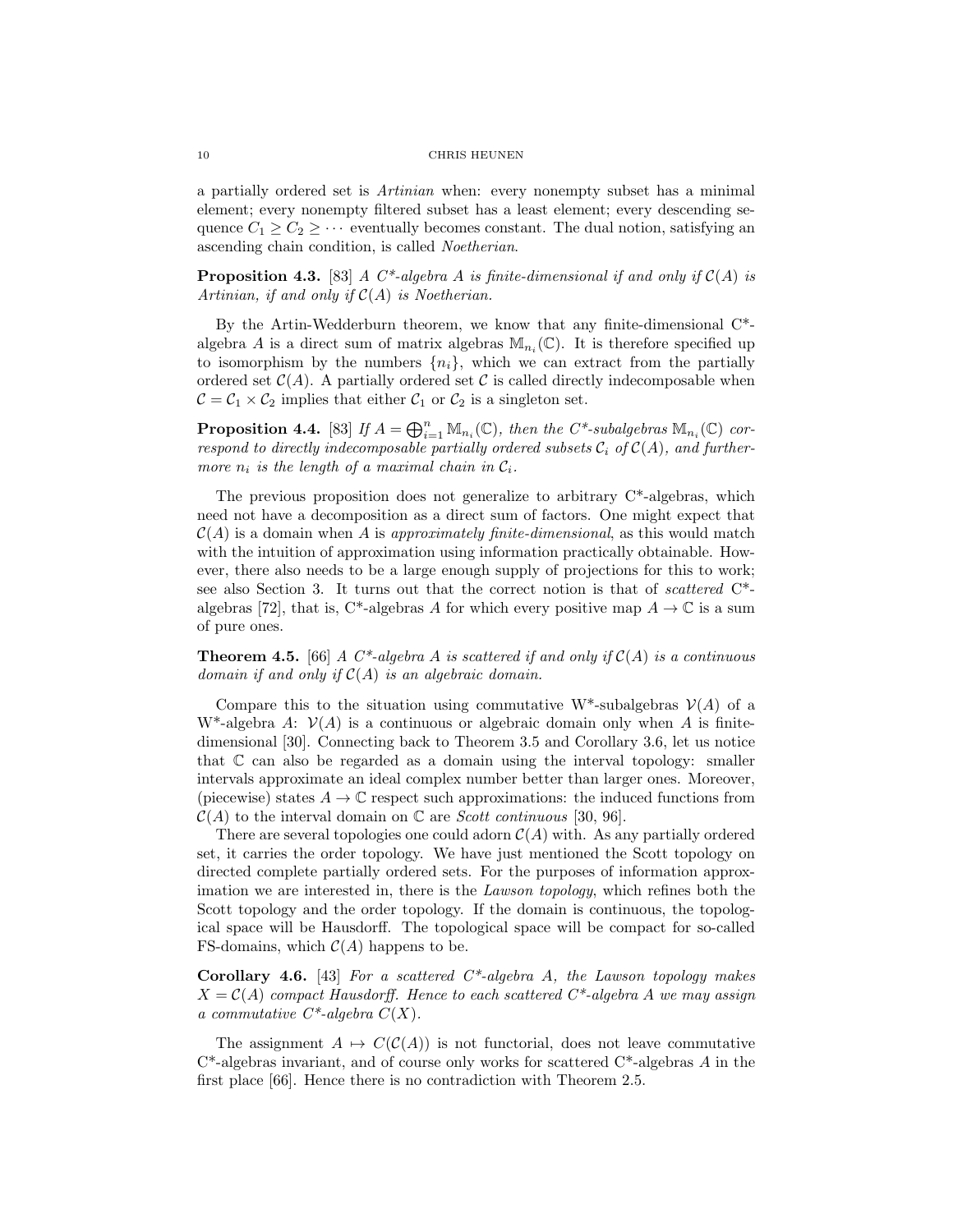a partially ordered set is *Artinian* when: every nonempty subset has a minimal element; every nonempty filtered subset has a least element; every descending sequence $C_1 \geq C_2 \geq \cdots$ eventually becomes constant. The dual notion, satisfying an ascending chain condition, is called *Noetherian*.

**Proposition 4.3.** [83] *A C\*-algebra $A$ is finite-dimensional if and only if $\mathcal{C}(A)$ is Artinian, if and only if $\mathcal{C}(A)$ is Noetherian.*

By the Artin-Wedderburn theorem, we know that any finite-dimensional C\*-algebra $A$ is a direct sum of matrix algebras $\mathbb{M}_{n_i}(\mathbb{C})$. It is therefore specified up to isomorphism by the numbers $\{n_i\}$, which we can extract from the partially ordered set $\mathcal{C}(A)$. A partially ordered set $\mathcal{C}$ is called directly indecomposable when $\mathcal{C} = \mathcal{C}_1 \times \mathcal{C}_2$ implies that either $\mathcal{C}_1$ or $\mathcal{C}_2$ is a singleton set.

**Proposition 4.4.** [83] *If $A = \bigoplus_{i=1}^{n} \mathbb{M}_{n_i}(\mathbb{C})$, then the C\*-subalgebras $\mathbb{M}_{n_i}(\mathbb{C})$ correspond to directly indecomposable partially ordered subsets $\mathcal{C}_i$ of $\mathcal{C}(A)$, and furthermore $n_i$ is the length of a maximal chain in $\mathcal{C}_i$.*

The previous proposition does not generalize to arbitrary C\*-algebras, which need not have a decomposition as a direct sum of factors. One might expect that $\mathcal{C}(A)$ is a domain when $A$ is *approximately finite-dimensional*, as this would match with the intuition of approximation using information practically obtainable. However, there also needs to be a large enough supply of projections for this to work; see also Section 3. It turns out that the correct notion is that of *scattered* C\*-algebras [72], that is, C\*-algebras $A$ for which every positive map $A \to \mathbb{C}$ is a sum of pure ones.

**Theorem 4.5.** [66] *A C\*-algebra $A$ is scattered if and only if $\mathcal{C}(A)$ is a continuous domain if and only if $\mathcal{C}(A)$ is an algebraic domain.*

Compare this to the situation using commutative W\*-subalgebras $\mathcal{V}(A)$ of a W\*-algebra $A$: $\mathcal{V}(A)$ is a continuous or algebraic domain only when $A$ is finite-dimensional [30]. Connecting back to Theorem 3.5 and Corollary 3.6, let us notice that $\mathbb{C}$ can also be regarded as a domain using the interval topology: smaller intervals approximate an ideal complex number better than larger ones. Moreover, (piecewise) states $A \to \mathbb{C}$ respect such approximations: the induced functions from $\mathcal{C}(A)$ to the interval domain on $\mathbb{C}$ are *Scott continuous* [30, 96].

There are several topologies one could adorn $\mathcal{C}(A)$ with. As any partially ordered set, it carries the order topology. We have just mentioned the Scott topology on directed complete partially ordered sets. For the purposes of information approximation we are interested in, there is the *Lawson topology*, which refines both the Scott topology and the order topology. If the domain is continuous, the topological space will be Hausdorff. The topological space will be compact for so-called FS-domains, which $\mathcal{C}(A)$ happens to be.

**Corollary 4.6.** [43] *For a scattered C\*-algebra $A$, the Lawson topology makes $X = \mathcal{C}(A)$ compact Hausdorff. Hence to each scattered C\*-algebra $A$ we may assign a commutative C\*-algebra $C(X)$.*

The assignment $A \mapsto C(\mathcal{C}(A))$ is not functorial, does not leave commutative C\*-algebras invariant, and of course only works for scattered C\*-algebras $A$ in the first place [66]. Hence there is no contradiction with Theorem 2.5.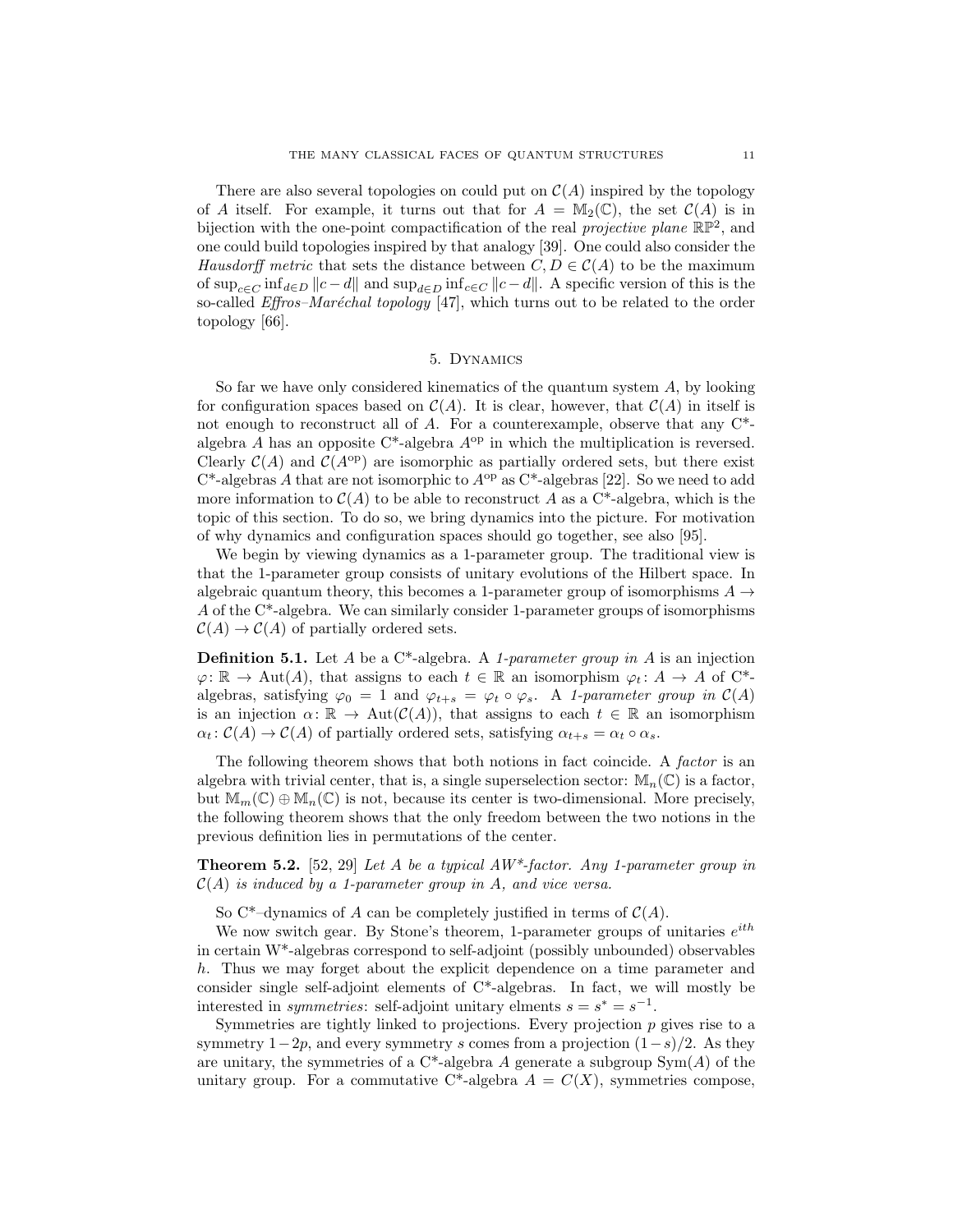There are also several topologies on could put on $\mathcal{C}(A)$ inspired by the topology of $A$ itself. For example, it turns out that for $A = \mathbb{M}_2(\mathbb{C})$, the set $\mathcal{C}(A)$ is in bijection with the one-point compactification of the real *projective plane* $\mathbb{RP}^2$, and one could build topologies inspired by that analogy [39]. One could also consider the *Hausdorff metric* that sets the distance between $C, D \in \mathcal{C}(A)$ to be the maximum of $\sup_{c \in C} \inf_{d \in D} \|c - d\|$ and $\sup_{d \in D} \inf_{c \in C} \|c - d\|$. A specific version of this is the so-called *Effros–Maréchal topology* [47], which turns out to be related to the order topology [66].

## 5. Dynamics

So far we have only considered kinematics of the quantum system $A$, by looking for configuration spaces based on $\mathcal{C}(A)$. It is clear, however, that $\mathcal{C}(A)$ in itself is not enough to reconstruct all of $A$. For a counterexample, observe that any C*-algebra $A$ has an opposite C*-algebra $A^{\text{op}}$ in which the multiplication is reversed. Clearly $\mathcal{C}(A)$ and $\mathcal{C}(A^{\text{op}})$ are isomorphic as partially ordered sets, but there exist C*-algebras $A$ that are not isomorphic to $A^{\text{op}}$ as C*-algebras [22]. So we need to add more information to $\mathcal{C}(A)$ to be able to reconstruct $A$ as a C*-algebra, which is the topic of this section. To do so, we bring dynamics into the picture. For motivation of why dynamics and configuration spaces should go together, see also [95].

We begin by viewing dynamics as a 1-parameter group. The traditional view is that the 1-parameter group consists of unitary evolutions of the Hilbert space. In algebraic quantum theory, this becomes a 1-parameter group of isomorphisms $A \to A$ of the C*-algebra. We can similarly consider 1-parameter groups of isomorphisms $\mathcal{C}(A) \to \mathcal{C}(A)$ of partially ordered sets.

**Definition 5.1.** Let $A$ be a C*-algebra. A *1-parameter group in $A$* is an injection $\varphi \colon \mathbb{R} \to \mathrm{Aut}(A)$, that assigns to each $t \in \mathbb{R}$ an isomorphism $\varphi_t \colon A \to A$ of C*-algebras, satisfying $\varphi_0 = 1$ and $\varphi_{t+s} = \varphi_t \circ \varphi_s$. A *1-parameter group in $\mathcal{C}(A)$* is an injection $\alpha \colon \mathbb{R} \to \mathrm{Aut}(\mathcal{C}(A))$, that assigns to each $t \in \mathbb{R}$ an isomorphism $\alpha_t \colon \mathcal{C}(A) \to \mathcal{C}(A)$ of partially ordered sets, satisfying $\alpha_{t+s} = \alpha_t \circ \alpha_s$.

The following theorem shows that both notions in fact coincide. A *factor* is an algebra with trivial center, that is, a single superselection sector: $\mathbb{M}_n(\mathbb{C})$ is a factor, but $\mathbb{M}_m(\mathbb{C}) \oplus \mathbb{M}_n(\mathbb{C})$ is not, because its center is two-dimensional. More precisely, the following theorem shows that the only freedom between the two notions in the previous definition lies in permutations of the center.

**Theorem 5.2.** [52, 29] *Let $A$ be a typical AW*-factor. Any 1-parameter group in $\mathcal{C}(A)$ is induced by a 1-parameter group in $A$, and vice versa.*

So C*–dynamics of $A$ can be completely justified in terms of $\mathcal{C}(A)$.

We now switch gear. By Stone's theorem, 1-parameter groups of unitaries $e^{ith}$ in certain W*-algebras correspond to self-adjoint (possibly unbounded) observables $h$. Thus we may forget about the explicit dependence on a time parameter and consider single self-adjoint elements of C*-algebras. In fact, we will mostly be interested in *symmetries*: self-adjoint unitary elments $s = s^* = s^{-1}$.

Symmetries are tightly linked to projections. Every projection $p$ gives rise to a symmetry $1 - 2p$, and every symmetry $s$ comes from a projection $(1 - s)/2$. As they are unitary, the symmetries of a C*-algebra $A$ generate a subgroup $\mathrm{Sym}(A)$ of the unitary group. For a commutative C*-algebra $A = C(X)$, symmetries compose,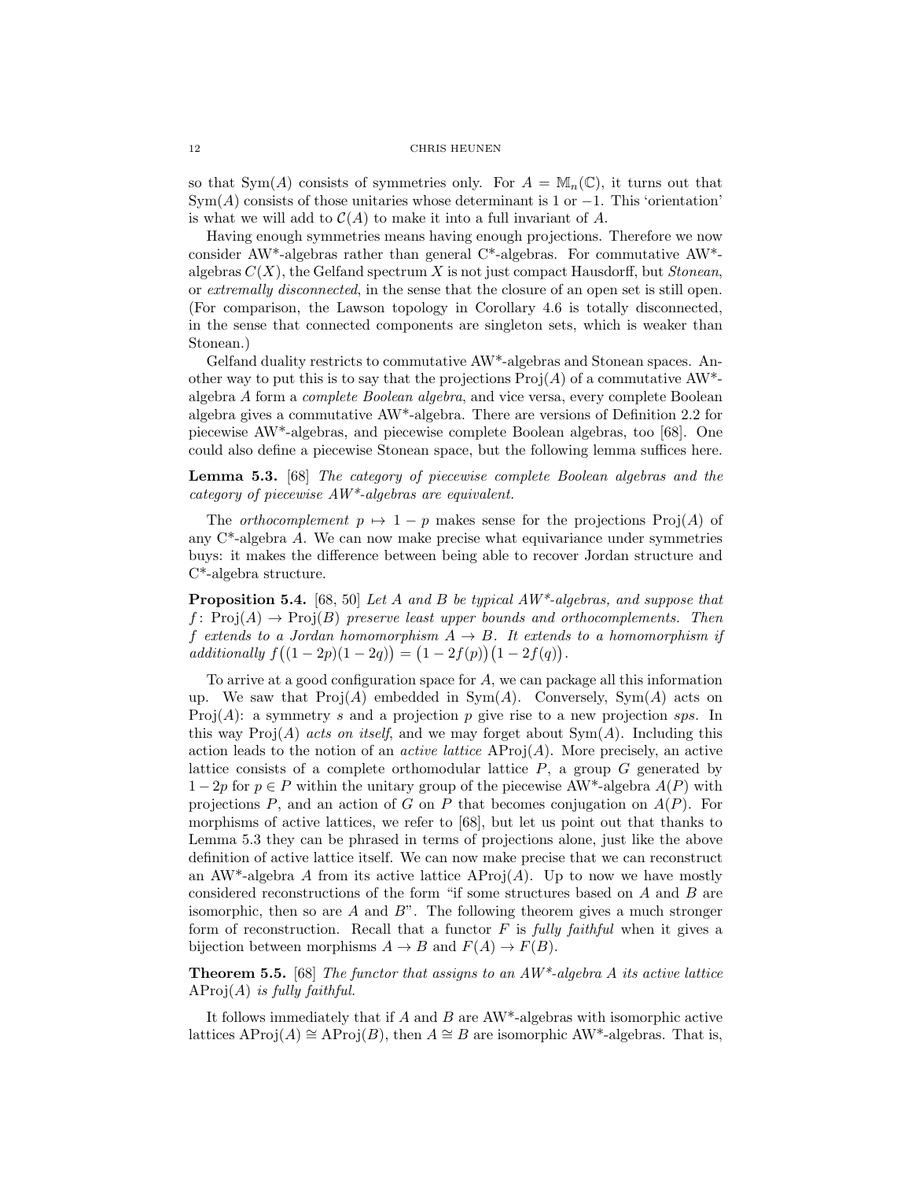so that $\mathrm{Sym}(A)$ consists of symmetries only. For $A = \mathbb{M}_n(\mathbb{C})$, it turns out that $\mathrm{Sym}(A)$ consists of those unitaries whose determinant is 1 or $-1$. This 'orientation' is what we will add to $\mathcal{C}(A)$ to make it into a full invariant of $A$.

Having enough symmetries means having enough projections. Therefore we now consider AW*-algebras rather than general C*-algebras. For commutative AW*-algebras $C(X)$, the Gelfand spectrum $X$ is not just compact Hausdorff, but *Stonean*, or *extremally disconnected*, in the sense that the closure of an open set is still open. (For comparison, the Lawson topology in Corollary 4.6 is totally disconnected, in the sense that connected components are singleton sets, which is weaker than Stonean.)

Gelfand duality restricts to commutative AW*-algebras and Stonean spaces. Another way to put this is to say that the projections $\mathrm{Proj}(A)$ of a commutative AW*-algebra $A$ form a *complete Boolean algebra*, and vice versa, every complete Boolean algebra gives a commutative AW*-algebra. There are versions of Definition 2.2 for piecewise AW*-algebras, and piecewise complete Boolean algebras, too [68]. One could also define a piecewise Stonean space, but the following lemma suffices here.

**Lemma 5.3.** [68] *The category of piecewise complete Boolean algebras and the category of piecewise AW\*-algebras are equivalent.*

The *orthocomplement* $p \mapsto 1 - p$ makes sense for the projections $\mathrm{Proj}(A)$ of any C*-algebra $A$. We can now make precise what equivariance under symmetries buys: it makes the difference between being able to recover Jordan structure and C*-algebra structure.

**Proposition 5.4.** [68, 50] *Let $A$ and $B$ be typical AW\*-algebras, and suppose that $f\colon \mathrm{Proj}(A) \to \mathrm{Proj}(B)$ preserve least upper bounds and orthocomplements. Then $f$ extends to a Jordan homomorphism $A \to B$. It extends to a homomorphism if additionally $f\big((1-2p)(1-2q)\big) = \big(1-2f(p)\big)\big(1-2f(q)\big)$.*

To arrive at a good configuration space for $A$, we can package all this information up. We saw that $\mathrm{Proj}(A)$ embedded in $\mathrm{Sym}(A)$. Conversely, $\mathrm{Sym}(A)$ acts on $\mathrm{Proj}(A)$: a symmetry $s$ and a projection $p$ give rise to a new projection $sps$. In this way $\mathrm{Proj}(A)$ *acts on itself*, and we may forget about $\mathrm{Sym}(A)$. Including this action leads to the notion of an *active lattice* $\mathrm{AProj}(A)$. More precisely, an active lattice consists of a complete orthomodular lattice $P$, a group $G$ generated by $1 - 2p$ for $p \in P$ within the unitary group of the piecewise AW*-algebra $A(P)$ with projections $P$, and an action of $G$ on $P$ that becomes conjugation on $A(P)$. For morphisms of active lattices, we refer to [68], but let us point out that thanks to Lemma 5.3 they can be phrased in terms of projections alone, just like the above definition of active lattice itself. We can now make precise that we can reconstruct an AW*-algebra $A$ from its active lattice $\mathrm{AProj}(A)$. Up to now we have mostly considered reconstructions of the form "if some structures based on $A$ and $B$ are isomorphic, then so are $A$ and $B$". The following theorem gives a much stronger form of reconstruction. Recall that a functor $F$ is *fully faithful* when it gives a bijection between morphisms $A \to B$ and $F(A) \to F(B)$.

**Theorem 5.5.** [68] *The functor that assigns to an AW\*-algebra $A$ its active lattice $\mathrm{AProj}(A)$ is fully faithful.*

It follows immediately that if $A$ and $B$ are AW*-algebras with isomorphic active lattices $\mathrm{AProj}(A) \cong \mathrm{AProj}(B)$, then $A \cong B$ are isomorphic AW*-algebras. That is,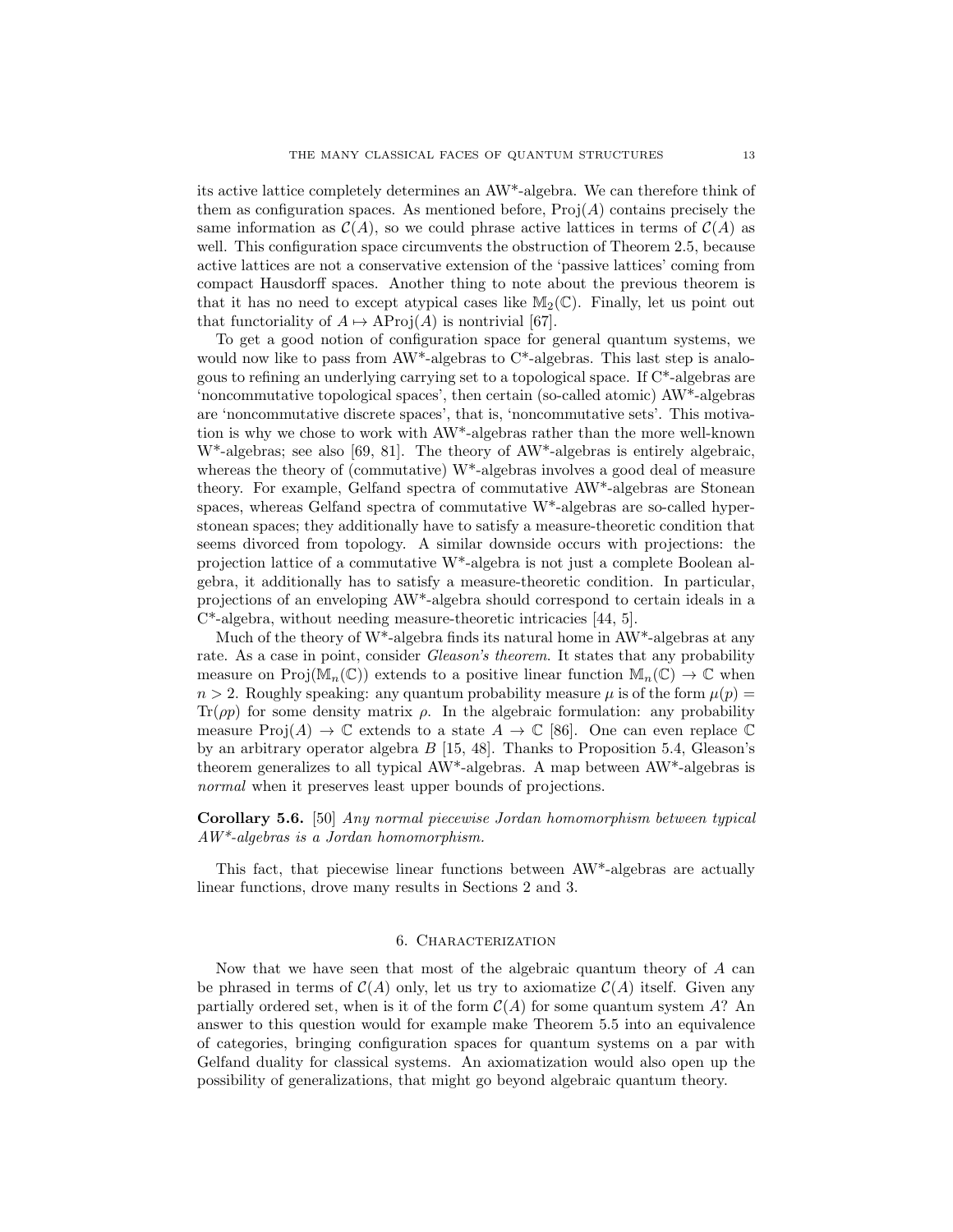its active lattice completely determines an AW*-algebra. We can therefore think of them as configuration spaces. As mentioned before, $\mathrm{Proj}(A)$ contains precisely the same information as $\mathcal{C}(A)$, so we could phrase active lattices in terms of $\mathcal{C}(A)$ as well. This configuration space circumvents the obstruction of Theorem 2.5, because active lattices are not a conservative extension of the 'passive lattices' coming from compact Hausdorff spaces. Another thing to note about the previous theorem is that it has no need to except atypical cases like $\mathbb{M}_2(\mathbb{C})$. Finally, let us point out that functoriality of $A \mapsto \mathrm{AProj}(A)$ is nontrivial [67].

To get a good notion of configuration space for general quantum systems, we would now like to pass from AW*-algebras to C*-algebras. This last step is analogous to refining an underlying carrying set to a topological space. If C*-algebras are 'noncommutative topological spaces', then certain (so-called atomic) AW*-algebras are 'noncommutative discrete spaces', that is, 'noncommutative sets'. This motivation is why we chose to work with AW*-algebras rather than the more well-known W*-algebras; see also [69, 81]. The theory of AW*-algebras is entirely algebraic, whereas the theory of (commutative) W*-algebras involves a good deal of measure theory. For example, Gelfand spectra of commutative AW*-algebras are Stonean spaces, whereas Gelfand spectra of commutative W*-algebras are so-called hyperstonean spaces; they additionally have to satisfy a measure-theoretic condition that seems divorced from topology. A similar downside occurs with projections: the projection lattice of a commutative W*-algebra is not just a complete Boolean algebra, it additionally has to satisfy a measure-theoretic condition. In particular, projections of an enveloping AW*-algebra should correspond to certain ideals in a C*-algebra, without needing measure-theoretic intricacies [44, 5].

Much of the theory of W*-algebra finds its natural home in AW*-algebras at any rate. As a case in point, consider *Gleason's theorem*. It states that any probability measure on $\mathrm{Proj}(\mathbb{M}_n(\mathbb{C}))$ extends to a positive linear function $\mathbb{M}_n(\mathbb{C}) \to \mathbb{C}$ when $n > 2$. Roughly speaking: any quantum probability measure $\mu$ is of the form $\mu(p) = \mathrm{Tr}(\rho p)$ for some density matrix $\rho$. In the algebraic formulation: any probability measure $\mathrm{Proj}(A) \to \mathbb{C}$ extends to a state $A \to \mathbb{C}$ [86]. One can even replace $\mathbb{C}$ by an arbitrary operator algebra $B$ [15, 48]. Thanks to Proposition 5.4, Gleason's theorem generalizes to all typical AW*-algebras. A map between AW*-algebras is *normal* when it preserves least upper bounds of projections.

**Corollary 5.6.** [50] *Any normal piecewise Jordan homomorphism between typical AW*-algebras is a Jordan homomorphism.*

This fact, that piecewise linear functions between AW*-algebras are actually linear functions, drove many results in Sections 2 and 3.

## 6. Characterization

Now that we have seen that most of the algebraic quantum theory of $A$ can be phrased in terms of $\mathcal{C}(A)$ only, let us try to axiomatize $\mathcal{C}(A)$ itself. Given any partially ordered set, when is it of the form $\mathcal{C}(A)$ for some quantum system $A$? An answer to this question would for example make Theorem 5.5 into an equivalence of categories, bringing configuration spaces for quantum systems on a par with Gelfand duality for classical systems. An axiomatization would also open up the possibility of generalizations, that might go beyond algebraic quantum theory.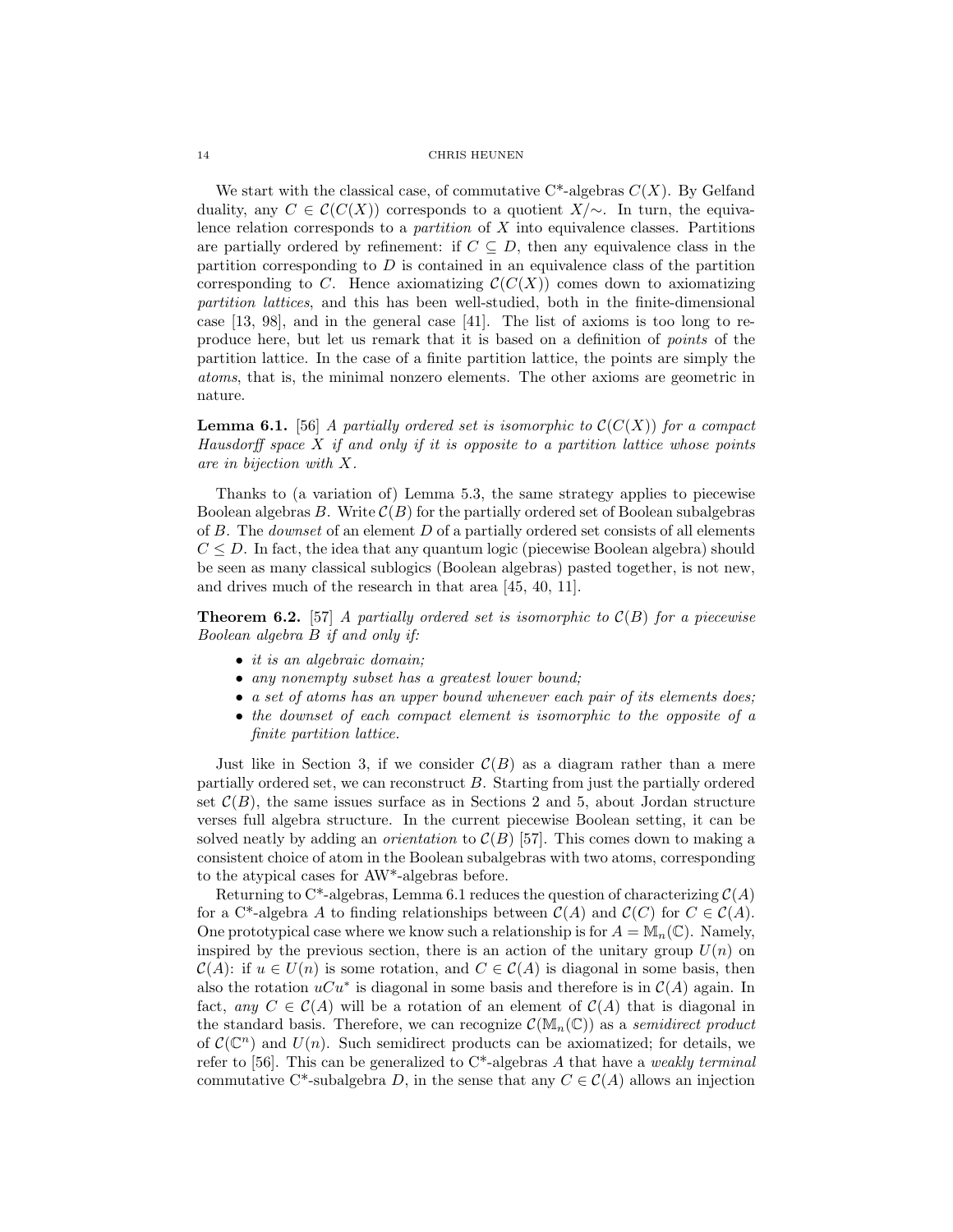We start with the classical case, of commutative C*-algebras $C(X)$. By Gelfand duality, any $C \in \mathcal{C}(C(X))$ corresponds to a quotient $X/{\sim}$. In turn, the equivalence relation corresponds to a *partition* of $X$ into equivalence classes. Partitions are partially ordered by refinement: if $C \subseteq D$, then any equivalence class in the partition corresponding to $D$ is contained in an equivalence class of the partition corresponding to $C$. Hence axiomatizing $\mathcal{C}(C(X))$ comes down to axiomatizing *partition lattices*, and this has been well-studied, both in the finite-dimensional case [13, 98], and in the general case [41]. The list of axioms is too long to reproduce here, but let us remark that it is based on a definition of *points* of the partition lattice. In the case of a finite partition lattice, the points are simply the *atoms*, that is, the minimal nonzero elements. The other axioms are geometric in nature.

**Lemma 6.1.** [56] *A partially ordered set is isomorphic to $\mathcal{C}(C(X))$ for a compact Hausdorff space $X$ if and only if it is opposite to a partition lattice whose points are in bijection with $X$.*

Thanks to (a variation of) Lemma 5.3, the same strategy applies to piecewise Boolean algebras $B$. Write $\mathcal{C}(B)$ for the partially ordered set of Boolean subalgebras of $B$. The *downset* of an element $D$ of a partially ordered set consists of all elements $C \leq D$. In fact, the idea that any quantum logic (piecewise Boolean algebra) should be seen as many classical sublogics (Boolean algebras) pasted together, is not new, and drives much of the research in that area [45, 40, 11].

**Theorem 6.2.** [57] *A partially ordered set is isomorphic to $\mathcal{C}(B)$ for a piecewise Boolean algebra $B$ if and only if:*

- *it is an algebraic domain;*
- *any nonempty subset has a greatest lower bound;*
- *a set of atoms has an upper bound whenever each pair of its elements does;*
- *the downset of each compact element is isomorphic to the opposite of a finite partition lattice.*

Just like in Section 3, if we consider $\mathcal{C}(B)$ as a diagram rather than a mere partially ordered set, we can reconstruct $B$. Starting from just the partially ordered set $\mathcal{C}(B)$, the same issues surface as in Sections 2 and 5, about Jordan structure verses full algebra structure. In the current piecewise Boolean setting, it can be solved neatly by adding an *orientation* to $\mathcal{C}(B)$ [57]. This comes down to making a consistent choice of atom in the Boolean subalgebras with two atoms, corresponding to the atypical cases for AW*-algebras before.

Returning to C*-algebras, Lemma 6.1 reduces the question of characterizing $\mathcal{C}(A)$ for a C*-algebra $A$ to finding relationships between $\mathcal{C}(A)$ and $\mathcal{C}(C)$ for $C \in \mathcal{C}(A)$. One prototypical case where we know such a relationship is for $A = \mathbb{M}_n(\mathbb{C})$. Namely, inspired by the previous section, there is an action of the unitary group $U(n)$ on $\mathcal{C}(A)$: if $u \in U(n)$ is some rotation, and $C \in \mathcal{C}(A)$ is diagonal in some basis, then also the rotation $uCu^*$ is diagonal in some basis and therefore is in $\mathcal{C}(A)$ again. In fact, *any* $C \in \mathcal{C}(A)$ will be a rotation of an element of $\mathcal{C}(A)$ that is diagonal in the standard basis. Therefore, we can recognize $\mathcal{C}(\mathbb{M}_n(\mathbb{C}))$ as a *semidirect product* of $\mathcal{C}(\mathbb{C}^n)$ and $U(n)$. Such semidirect products can be axiomatized; for details, we refer to [56]. This can be generalized to C*-algebras $A$ that have a *weakly terminal* commutative C*-subalgebra $D$, in the sense that any $C \in \mathcal{C}(A)$ allows an injection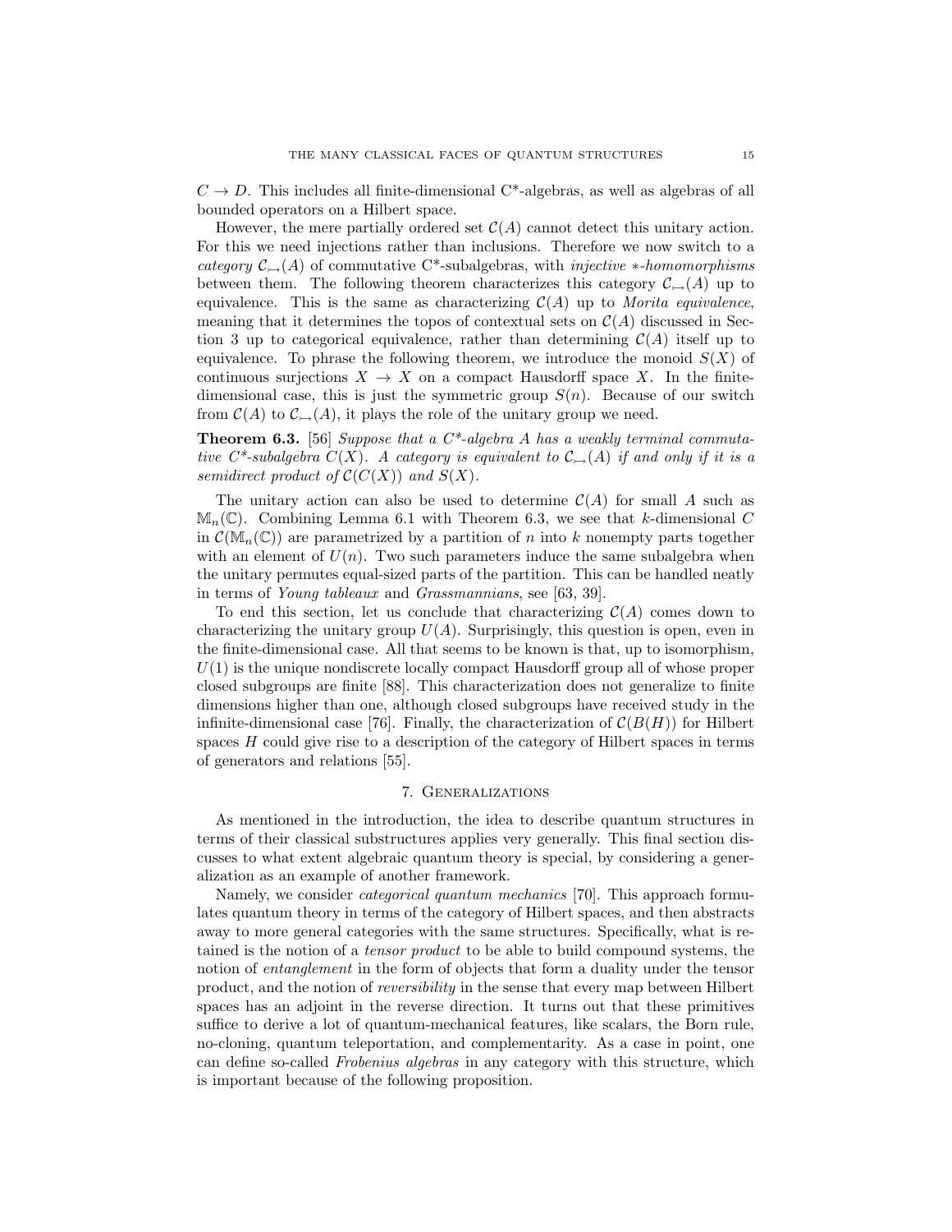$C \to D$. This includes all finite-dimensional C*-algebras, as well as algebras of all bounded operators on a Hilbert space.

However, the mere partially ordered set $\mathcal{C}(A)$ cannot detect this unitary action. For this we need injections rather than inclusions. Therefore we now switch to a *category* $\mathcal{C}_{\rightarrowtail}(A)$ of commutative C*-subalgebras, with *injective* $*$-*homomorphisms* between them. The following theorem characterizes this category $\mathcal{C}_{\rightarrowtail}(A)$ up to equivalence. This is the same as characterizing $\mathcal{C}(A)$ up to *Morita equivalence*, meaning that it determines the topos of contextual sets on $\mathcal{C}(A)$ discussed in Section 3 up to categorical equivalence, rather than determining $\mathcal{C}(A)$ itself up to equivalence. To phrase the following theorem, we introduce the monoid $S(X)$ of continuous surjections $X \to X$ on a compact Hausdorff space $X$. In the finite-dimensional case, this is just the symmetric group $S(n)$. Because of our switch from $\mathcal{C}(A)$ to $\mathcal{C}_{\rightarrowtail}(A)$, it plays the role of the unitary group we need.

**Theorem 6.3.** [56] *Suppose that a C*-algebra $A$ has a weakly terminal commutative C*-subalgebra $C(X)$. A category is equivalent to $\mathcal{C}_{\rightarrowtail}(A)$ if and only if it is a semidirect product of $\mathcal{C}(C(X))$ and $S(X)$.*

The unitary action can also be used to determine $\mathcal{C}(A)$ for small $A$ such as $\mathbb{M}_n(\mathbb{C})$. Combining Lemma 6.1 with Theorem 6.3, we see that $k$-dimensional $C$ in $\mathcal{C}(\mathbb{M}_n(\mathbb{C}))$ are parametrized by a partition of $n$ into $k$ nonempty parts together with an element of $U(n)$. Two such parameters induce the same subalgebra when the unitary permutes equal-sized parts of the partition. This can be handled neatly in terms of *Young tableaux* and *Grassmannians*, see [63, 39].

To end this section, let us conclude that characterizing $\mathcal{C}(A)$ comes down to characterizing the unitary group $U(A)$. Surprisingly, this question is open, even in the finite-dimensional case. All that seems to be known is that, up to isomorphism, $U(1)$ is the unique nondiscrete locally compact Hausdorff group all of whose proper closed subgroups are finite [88]. This characterization does not generalize to finite dimensions higher than one, although closed subgroups have received study in the infinite-dimensional case [76]. Finally, the characterization of $\mathcal{C}(B(H))$ for Hilbert spaces $H$ could give rise to a description of the category of Hilbert spaces in terms of generators and relations [55].

## 7. Generalizations

As mentioned in the introduction, the idea to describe quantum structures in terms of their classical substructures applies very generally. This final section discusses to what extent algebraic quantum theory is special, by considering a generalization as an example of another framework.

Namely, we consider *categorical quantum mechanics* [70]. This approach formulates quantum theory in terms of the category of Hilbert spaces, and then abstracts away to more general categories with the same structures. Specifically, what is retained is the notion of a *tensor product* to be able to build compound systems, the notion of *entanglement* in the form of objects that form a duality under the tensor product, and the notion of *reversibility* in the sense that every map between Hilbert spaces has an adjoint in the reverse direction. It turns out that these primitives suffice to derive a lot of quantum-mechanical features, like scalars, the Born rule, no-cloning, quantum teleportation, and complementarity. As a case in point, one can define so-called *Frobenius algebras* in any category with this structure, which is important because of the following proposition.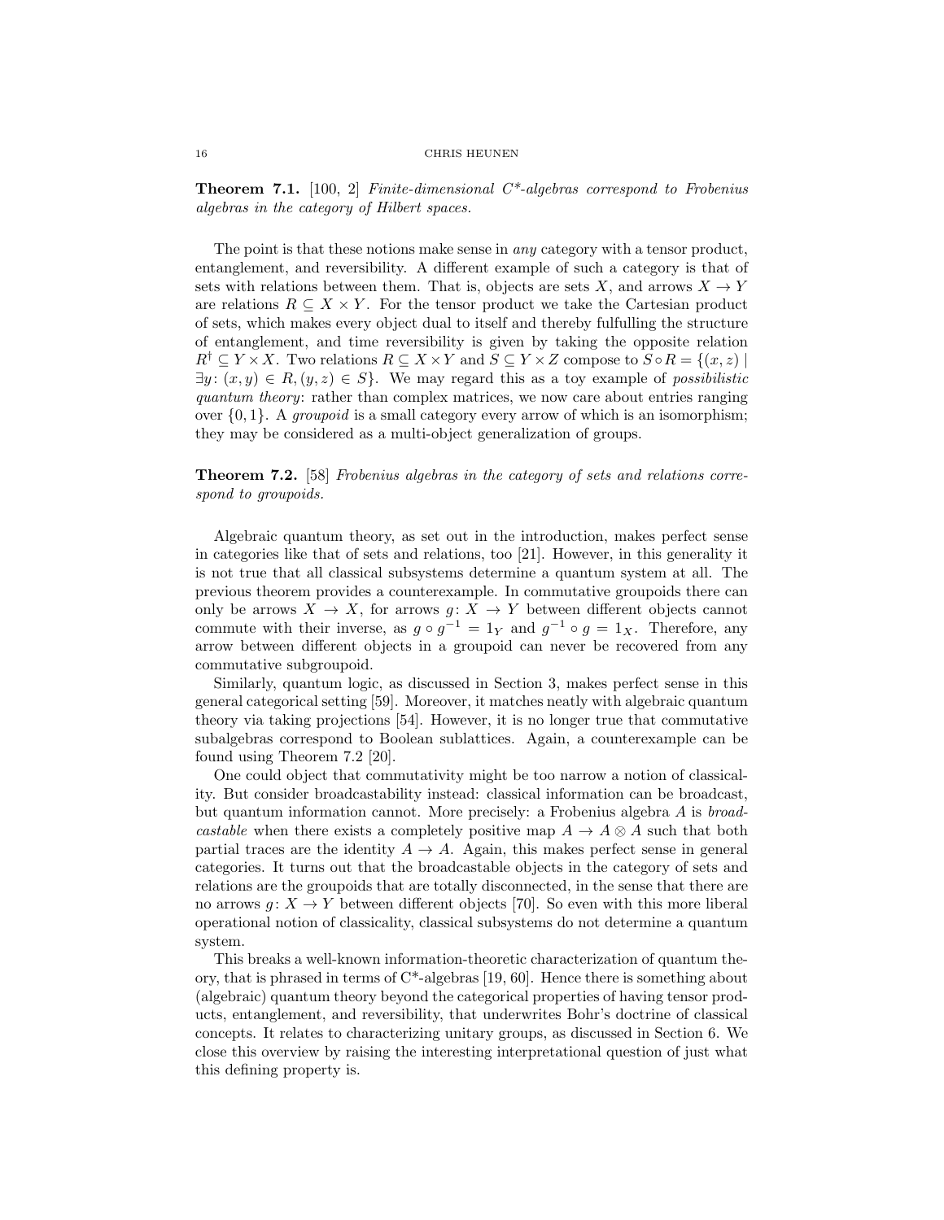**Theorem 7.1.** [100, 2] *Finite-dimensional C\*-algebras correspond to Frobenius algebras in the category of Hilbert spaces.*

The point is that these notions make sense in *any* category with a tensor product, entanglement, and reversibility. A different example of such a category is that of sets with relations between them. That is, objects are sets $X$, and arrows $X \to Y$ are relations $R \subseteq X \times Y$. For the tensor product we take the Cartesian product of sets, which makes every object dual to itself and thereby fulfulling the structure of entanglement, and time reversibility is given by taking the opposite relation $R^\dagger \subseteq Y \times X$. Two relations $R \subseteq X \times Y$ and $S \subseteq Y \times Z$ compose to $S \circ R = \{(x, z) \mid \exists y \colon (x, y) \in R, (y, z) \in S\}$. We may regard this as a toy example of *possibilistic quantum theory*: rather than complex matrices, we now care about entries ranging over $\{0, 1\}$. A *groupoid* is a small category every arrow of which is an isomorphism; they may be considered as a multi-object generalization of groups.

**Theorem 7.2.** [58] *Frobenius algebras in the category of sets and relations correspond to groupoids.*

Algebraic quantum theory, as set out in the introduction, makes perfect sense in categories like that of sets and relations, too [21]. However, in this generality it is not true that all classical subsystems determine a quantum system at all. The previous theorem provides a counterexample. In commutative groupoids there can only be arrows $X \to X$, for arrows $g \colon X \to Y$ between different objects cannot commute with their inverse, as $g \circ g^{-1} = 1_Y$ and $g^{-1} \circ g = 1_X$. Therefore, any arrow between different objects in a groupoid can never be recovered from any commutative subgroupoid.

Similarly, quantum logic, as discussed in Section 3, makes perfect sense in this general categorical setting [59]. Moreover, it matches neatly with algebraic quantum theory via taking projections [54]. However, it is no longer true that commutative subalgebras correspond to Boolean sublattices. Again, a counterexample can be found using Theorem 7.2 [20].

One could object that commutativity might be too narrow a notion of classicality. But consider broadcastability instead: classical information can be broadcast, but quantum information cannot. More precisely: a Frobenius algebra $A$ is *broadcastable* when there exists a completely positive map $A \to A \otimes A$ such that both partial traces are the identity $A \to A$. Again, this makes perfect sense in general categories. It turns out that the broadcastable objects in the category of sets and relations are the groupoids that are totally disconnected, in the sense that there are no arrows $g \colon X \to Y$ between different objects [70]. So even with this more liberal operational notion of classicality, classical subsystems do not determine a quantum system.

This breaks a well-known information-theoretic characterization of quantum theory, that is phrased in terms of C\*-algebras [19, 60]. Hence there is something about (algebraic) quantum theory beyond the categorical properties of having tensor products, entanglement, and reversibility, that underwrites Bohr's doctrine of classical concepts. It relates to characterizing unitary groups, as discussed in Section 6. We close this overview by raising the interesting interpretational question of just what this defining property is.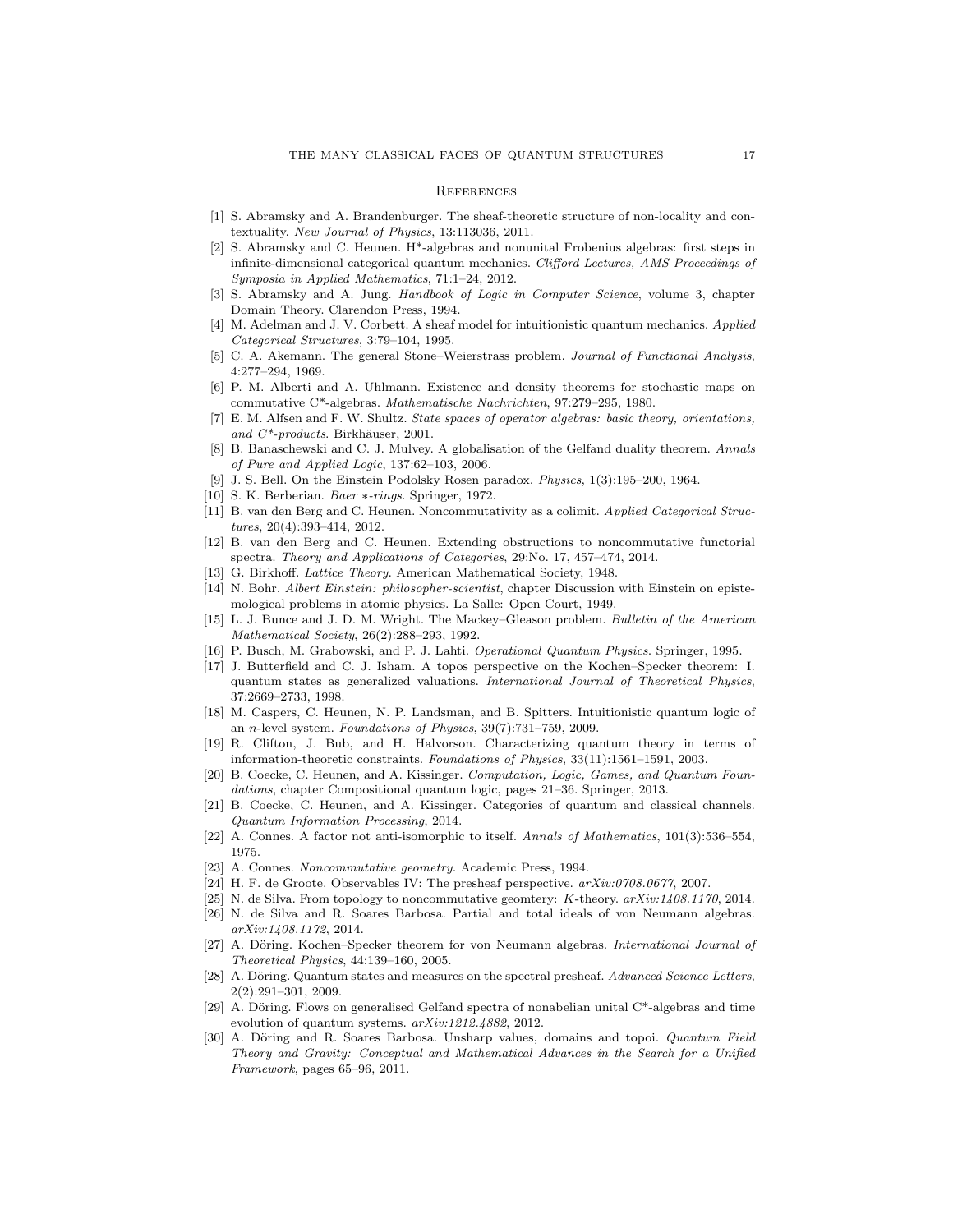## References

[1] S. Abramsky and A. Brandenburger. The sheaf-theoretic structure of non-locality and contextuality. *New Journal of Physics*, 13:113036, 2011.

[2] S. Abramsky and C. Heunen. H*-algebras and nonunital Frobenius algebras: first steps in infinite-dimensional categorical quantum mechanics. *Clifford Lectures, AMS Proceedings of Symposia in Applied Mathematics*, 71:1–24, 2012.

[3] S. Abramsky and A. Jung. *Handbook of Logic in Computer Science*, volume 3, chapter Domain Theory. Clarendon Press, 1994.

[4] M. Adelman and J. V. Corbett. A sheaf model for intuitionistic quantum mechanics. *Applied Categorical Structures*, 3:79–104, 1995.

[5] C. A. Akemann. The general Stone–Weierstrass problem. *Journal of Functional Analysis*, 4:277–294, 1969.

[6] P. M. Alberti and A. Uhlmann. Existence and density theorems for stochastic maps on commutative C*-algebras. *Mathematische Nachrichten*, 97:279–295, 1980.

[7] E. M. Alfsen and F. W. Shultz. *State spaces of operator algebras: basic theory, orientations, and C*-products*. Birkhäuser, 2001.

[8] B. Banaschewski and C. J. Mulvey. A globalisation of the Gelfand duality theorem. *Annals of Pure and Applied Logic*, 137:62–103, 2006.

[9] J. S. Bell. On the Einstein Podolsky Rosen paradox. *Physics*, 1(3):195–200, 1964.

[10] S. K. Berberian. *Baer ∗-rings*. Springer, 1972.

[11] B. van den Berg and C. Heunen. Noncommutativity as a colimit. *Applied Categorical Structures*, 20(4):393–414, 2012.

[12] B. van den Berg and C. Heunen. Extending obstructions to noncommutative functorial spectra. *Theory and Applications of Categories*, 29:No. 17, 457–474, 2014.

[13] G. Birkhoff. *Lattice Theory*. American Mathematical Society, 1948.

[14] N. Bohr. *Albert Einstein: philosopher-scientist*, chapter Discussion with Einstein on epistemological problems in atomic physics. La Salle: Open Court, 1949.

[15] L. J. Bunce and J. D. M. Wright. The Mackey–Gleason problem. *Bulletin of the American Mathematical Society*, 26(2):288–293, 1992.

[16] P. Busch, M. Grabowski, and P. J. Lahti. *Operational Quantum Physics*. Springer, 1995.

[17] J. Butterfield and C. J. Isham. A topos perspective on the Kochen–Specker theorem: I. quantum states as generalized valuations. *International Journal of Theoretical Physics*, 37:2669–2733, 1998.

[18] M. Caspers, C. Heunen, N. P. Landsman, and B. Spitters. Intuitionistic quantum logic of an $n$-level system. *Foundations of Physics*, 39(7):731–759, 2009.

[19] R. Clifton, J. Bub, and H. Halvorson. Characterizing quantum theory in terms of information-theoretic constraints. *Foundations of Physics*, 33(11):1561–1591, 2003.

[20] B. Coecke, C. Heunen, and A. Kissinger. *Computation, Logic, Games, and Quantum Foundations*, chapter Compositional quantum logic, pages 21–36. Springer, 2013.

[21] B. Coecke, C. Heunen, and A. Kissinger. Categories of quantum and classical channels. *Quantum Information Processing*, 2014.

[22] A. Connes. A factor not anti-isomorphic to itself. *Annals of Mathematics*, 101(3):536–554, 1975.

[23] A. Connes. *Noncommutative geometry*. Academic Press, 1994.

[24] H. F. de Groote. Observables IV: The presheaf perspective. *arXiv:0708.0677*, 2007.

[25] N. de Silva. From topology to noncommutative geometry: $K$-theory. *arXiv:1408.1170*, 2014.

[26] N. de Silva and R. Soares Barbosa. Partial and total ideals of von Neumann algebras. *arXiv:1408.1172*, 2014.

[27] A. Döring. Kochen–Specker theorem for von Neumann algebras. *International Journal of Theoretical Physics*, 44:139–160, 2005.

[28] A. Döring. Quantum states and measures on the spectral presheaf. *Advanced Science Letters*, 2(2):291–301, 2009.

[29] A. Döring. Flows on generalised Gelfand spectra of nonabelian unital C*-algebras and time evolution of quantum systems. *arXiv:1212.4882*, 2012.

[30] A. Döring and R. Soares Barbosa. Unsharp values, domains and topoi. *Quantum Field Theory and Gravity: Conceptual and Mathematical Advances in the Search for a Unified Framework*, pages 65–96, 2011.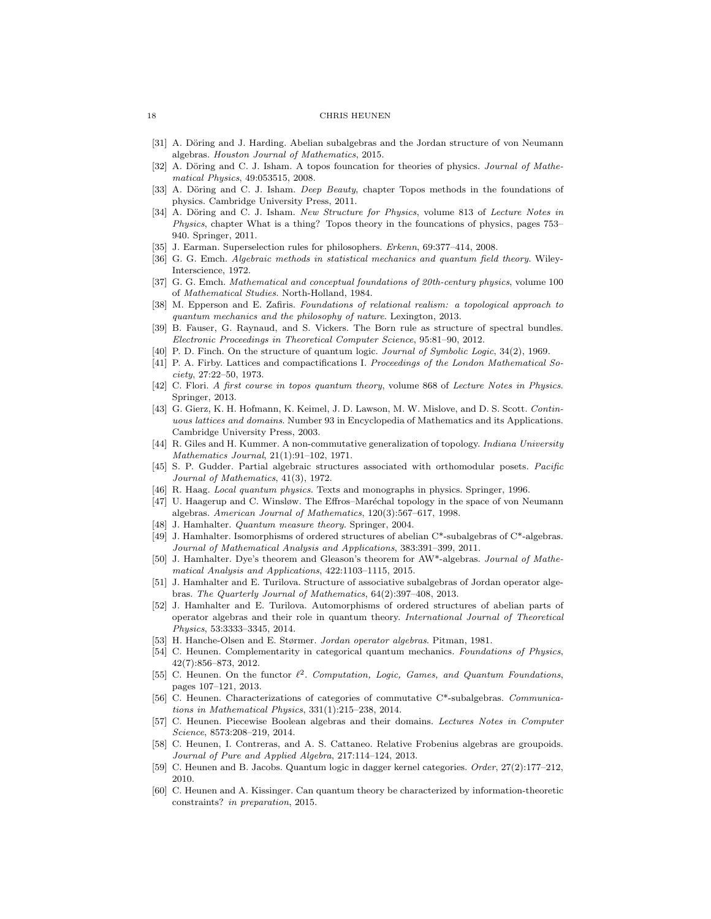- [31] A. Döring and J. Harding. Abelian subalgebras and the Jordan structure of von Neumann algebras. *Houston Journal of Mathematics*, 2015.
- [32] A. Döring and C. J. Isham. A topos founcation for theories of physics. *Journal of Mathematical Physics*, 49:053515, 2008.
- [33] A. Döring and C. J. Isham. *Deep Beauty*, chapter Topos methods in the foundations of physics. Cambridge University Press, 2011.
- [34] A. Döring and C. J. Isham. *New Structure for Physics*, volume 813 of *Lecture Notes in Physics*, chapter What is a thing? Topos theory in the founcations of physics, pages 753–940. Springer, 2011.
- [35] J. Earman. Superselection rules for philosophers. *Erkenn*, 69:377–414, 2008.
- [36] G. G. Emch. *Algebraic methods in statistical mechanics and quantum field theory*. Wiley-Interscience, 1972.
- [37] G. G. Emch. *Mathematical and conceptual foundations of 20th-century physics*, volume 100 of *Mathematical Studies*. North-Holland, 1984.
- [38] M. Epperson and E. Zafiris. *Foundations of relational realism: a topological approach to quantum mechanics and the philosophy of nature*. Lexington, 2013.
- [39] B. Fauser, G. Raynaud, and S. Vickers. The Born rule as structure of spectral bundles. *Electronic Proceedings in Theoretical Computer Science*, 95:81–90, 2012.
- [40] P. D. Finch. On the structure of quantum logic. *Journal of Symbolic Logic*, 34(2), 1969.
- [41] P. A. Firby. Lattices and compactifications I. *Proceedings of the London Mathematical Society*, 27:22–50, 1973.
- [42] C. Flori. *A first course in topos quantum theory*, volume 868 of *Lecture Notes in Physics*. Springer, 2013.
- [43] G. Gierz, K. H. Hofmann, K. Keimel, J. D. Lawson, M. W. Mislove, and D. S. Scott. *Continuous lattices and domains*. Number 93 in Encyclopedia of Mathematics and its Applications. Cambridge University Press, 2003.
- [44] R. Giles and H. Kummer. A non-commutative generalization of topology. *Indiana University Mathematics Journal*, 21(1):91–102, 1971.
- [45] S. P. Gudder. Partial algebraic structures associated with orthomodular posets. *Pacific Journal of Mathematics*, 41(3), 1972.
- [46] R. Haag. *Local quantum physics*. Texts and monographs in physics. Springer, 1996.
- [47] U. Haagerup and C. Winsløw. The Effros–Maréchal topology in the space of von Neumann algebras. *American Journal of Mathematics*, 120(3):567–617, 1998.
- [48] J. Hamhalter. *Quantum measure theory*. Springer, 2004.
- [49] J. Hamhalter. Isomorphisms of ordered structures of abelian C*-subalgebras of C*-algebras. *Journal of Mathematical Analysis and Applications*, 383:391–399, 2011.
- [50] J. Hamhalter. Dye's theorem and Gleason's theorem for AW*-algebras. *Journal of Mathematical Analysis and Applications*, 422:1103–1115, 2015.
- [51] J. Hamhalter and E. Turilova. Structure of associative subalgebras of Jordan operator algebras. *The Quarterly Journal of Mathematics*, 64(2):397–408, 2013.
- [52] J. Hamhalter and E. Turilova. Automorphisms of ordered structures of abelian parts of operator algebras and their role in quantum theory. *International Journal of Theoretical Physics*, 53:3333–3345, 2014.
- [53] H. Hanche-Olsen and E. Størmer. *Jordan operator algebras*. Pitman, 1981.
- [54] C. Heunen. Complementarity in categorical quantum mechanics. *Foundations of Physics*, 42(7):856–873, 2012.
- [55] C. Heunen. On the functor $\ell^2$. *Computation, Logic, Games, and Quantum Foundations*, pages 107–121, 2013.
- [56] C. Heunen. Characterizations of categories of commutative C*-subalgebras. *Communications in Mathematical Physics*, 331(1):215–238, 2014.
- [57] C. Heunen. Piecewise Boolean algebras and their domains. *Lectures Notes in Computer Science*, 8573:208–219, 2014.
- [58] C. Heunen, I. Contreras, and A. S. Cattaneo. Relative Frobenius algebras are groupoids. *Journal of Pure and Applied Algebra*, 217:114–124, 2013.
- [59] C. Heunen and B. Jacobs. Quantum logic in dagger kernel categories. *Order*, 27(2):177–212, 2010.
- [60] C. Heunen and A. Kissinger. Can quantum theory be characterized by information-theoretic constraints? *in preparation*, 2015.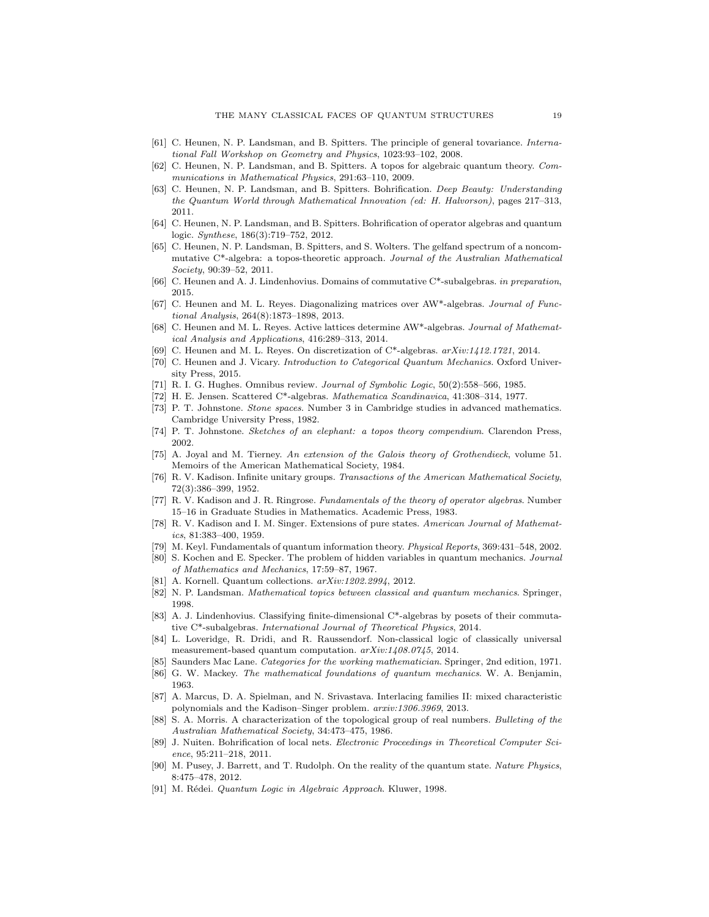[61] C. Heunen, N. P. Landsman, and B. Spitters. The principle of general tovariance. *International Fall Workshop on Geometry and Physics*, 1023:93–102, 2008.

[62] C. Heunen, N. P. Landsman, and B. Spitters. A topos for algebraic quantum theory. *Communications in Mathematical Physics*, 291:63–110, 2009.

[63] C. Heunen, N. P. Landsman, and B. Spitters. Bohrification. *Deep Beauty: Understanding the Quantum World through Mathematical Innovation (ed: H. Halvorson)*, pages 217–313, 2011.

[64] C. Heunen, N. P. Landsman, and B. Spitters. Bohrification of operator algebras and quantum logic. *Synthese*, 186(3):719–752, 2012.

[65] C. Heunen, N. P. Landsman, B. Spitters, and S. Wolters. The gelfand spectrum of a noncommutative C*-algebra: a topos-theoretic approach. *Journal of the Australian Mathematical Society*, 90:39–52, 2011.

[66] C. Heunen and A. J. Lindenhovius. Domains of commutative C*-subalgebras. *in preparation*, 2015.

[67] C. Heunen and M. L. Reyes. Diagonalizing matrices over AW*-algebras. *Journal of Functional Analysis*, 264(8):1873–1898, 2013.

[68] C. Heunen and M. L. Reyes. Active lattices determine AW*-algebras. *Journal of Mathematical Analysis and Applications*, 416:289–313, 2014.

[69] C. Heunen and M. L. Reyes. On discretization of C*-algebras. *arXiv:1412.1721*, 2014.

[70] C. Heunen and J. Vicary. *Introduction to Categorical Quantum Mechanics*. Oxford University Press, 2015.

[71] R. I. G. Hughes. Omnibus review. *Journal of Symbolic Logic*, 50(2):558–566, 1985.

[72] H. E. Jensen. Scattered C*-algebras. *Mathematica Scandinavica*, 41:308–314, 1977.

[73] P. T. Johnstone. *Stone spaces*. Number 3 in Cambridge studies in advanced mathematics. Cambridge University Press, 1982.

[74] P. T. Johnstone. *Sketches of an elephant: a topos theory compendium*. Clarendon Press, 2002.

[75] A. Joyal and M. Tierney. *An extension of the Galois theory of Grothendieck*, volume 51. Memoirs of the American Mathematical Society, 1984.

[76] R. V. Kadison. Infinite unitary groups. *Transactions of the American Mathematical Society*, 72(3):386–399, 1952.

[77] R. V. Kadison and J. R. Ringrose. *Fundamentals of the theory of operator algebras*. Number 15–16 in Graduate Studies in Mathematics. Academic Press, 1983.

[78] R. V. Kadison and I. M. Singer. Extensions of pure states. *American Journal of Mathematics*, 81:383–400, 1959.

[79] M. Keyl. Fundamentals of quantum information theory. *Physical Reports*, 369:431–548, 2002.

[80] S. Kochen and E. Specker. The problem of hidden variables in quantum mechanics. *Journal of Mathematics and Mechanics*, 17:59–87, 1967.

[81] A. Kornell. Quantum collections. *arXiv:1202.2994*, 2012.

[82] N. P. Landsman. *Mathematical topics between classical and quantum mechanics*. Springer, 1998.

[83] A. J. Lindenhovius. Classifying finite-dimensional C*-algebras by posets of their commutative C*-subalgebras. *International Journal of Theoretical Physics*, 2014.

[84] L. Loveridge, R. Dridi, and R. Raussendorf. Non-classical logic of classically universal measurement-based quantum computation. *arXiv:1408.0745*, 2014.

[85] Saunders Mac Lane. *Categories for the working mathematician*. Springer, 2nd edition, 1971.

[86] G. W. Mackey. *The mathematical foundations of quantum mechanics*. W. A. Benjamin, 1963.

[87] A. Marcus, D. A. Spielman, and N. Srivastava. Interlacing families II: mixed characteristic polynomials and the Kadison–Singer problem. *arxiv:1306.3969*, 2013.

[88] S. A. Morris. A characterization of the topological group of real numbers. *Bulleting of the Australian Mathematical Society*, 34:473–475, 1986.

[89] J. Nuiten. Bohrification of local nets. *Electronic Proceedings in Theoretical Computer Science*, 95:211–218, 2011.

[90] M. Pusey, J. Barrett, and T. Rudolph. On the reality of the quantum state. *Nature Physics*, 8:475–478, 2012.

[91] M. Rédei. *Quantum Logic in Algebraic Approach*. Kluwer, 1998.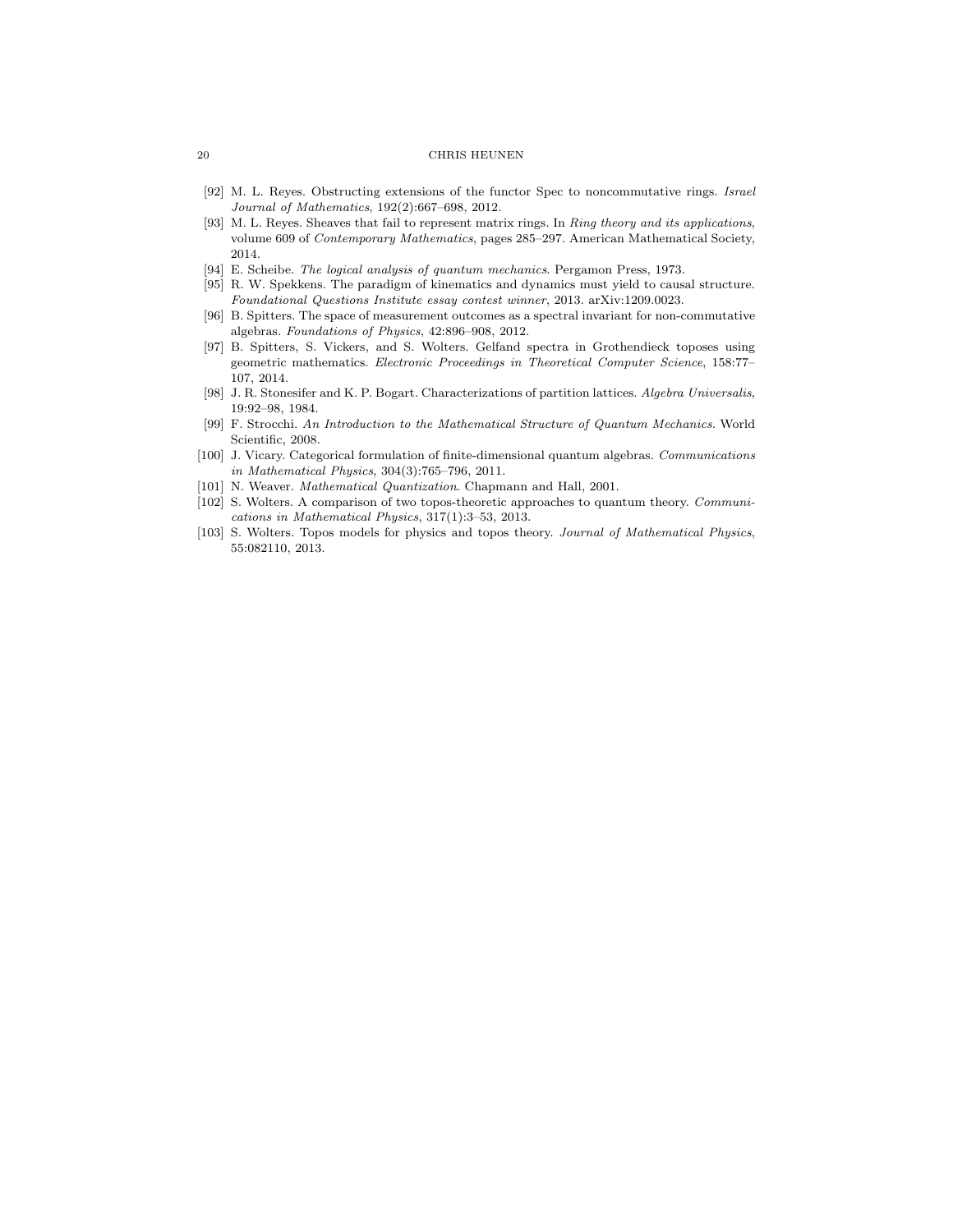[92] M. L. Reyes. Obstructing extensions of the functor Spec to noncommutative rings. *Israel Journal of Mathematics*, 192(2):667–698, 2012.

[93] M. L. Reyes. Sheaves that fail to represent matrix rings. In *Ring theory and its applications*, volume 609 of *Contemporary Mathematics*, pages 285–297. American Mathematical Society, 2014.

[94] E. Scheibe. *The logical analysis of quantum mechanics*. Pergamon Press, 1973.

[95] R. W. Spekkens. The paradigm of kinematics and dynamics must yield to causal structure. *Foundational Questions Institute essay contest winner*, 2013. arXiv:1209.0023.

[96] B. Spitters. The space of measurement outcomes as a spectral invariant for non-commutative algebras. *Foundations of Physics*, 42:896–908, 2012.

[97] B. Spitters, S. Vickers, and S. Wolters. Gelfand spectra in Grothendieck toposes using geometric mathematics. *Electronic Proceedings in Theoretical Computer Science*, 158:77–107, 2014.

[98] J. R. Stonesifer and K. P. Bogart. Characterizations of partition lattices. *Algebra Universalis*, 19:92–98, 1984.

[99] F. Strocchi. *An Introduction to the Mathematical Structure of Quantum Mechanics*. World Scientific, 2008.

[100] J. Vicary. Categorical formulation of finite-dimensional quantum algebras. *Communications in Mathematical Physics*, 304(3):765–796, 2011.

[101] N. Weaver. *Mathematical Quantization*. Chapmann and Hall, 2001.

[102] S. Wolters. A comparison of two topos-theoretic approaches to quantum theory. *Communications in Mathematical Physics*, 317(1):3–53, 2013.

[103] S. Wolters. Topos models for physics and topos theory. *Journal of Mathematical Physics*, 55:082110, 2013.